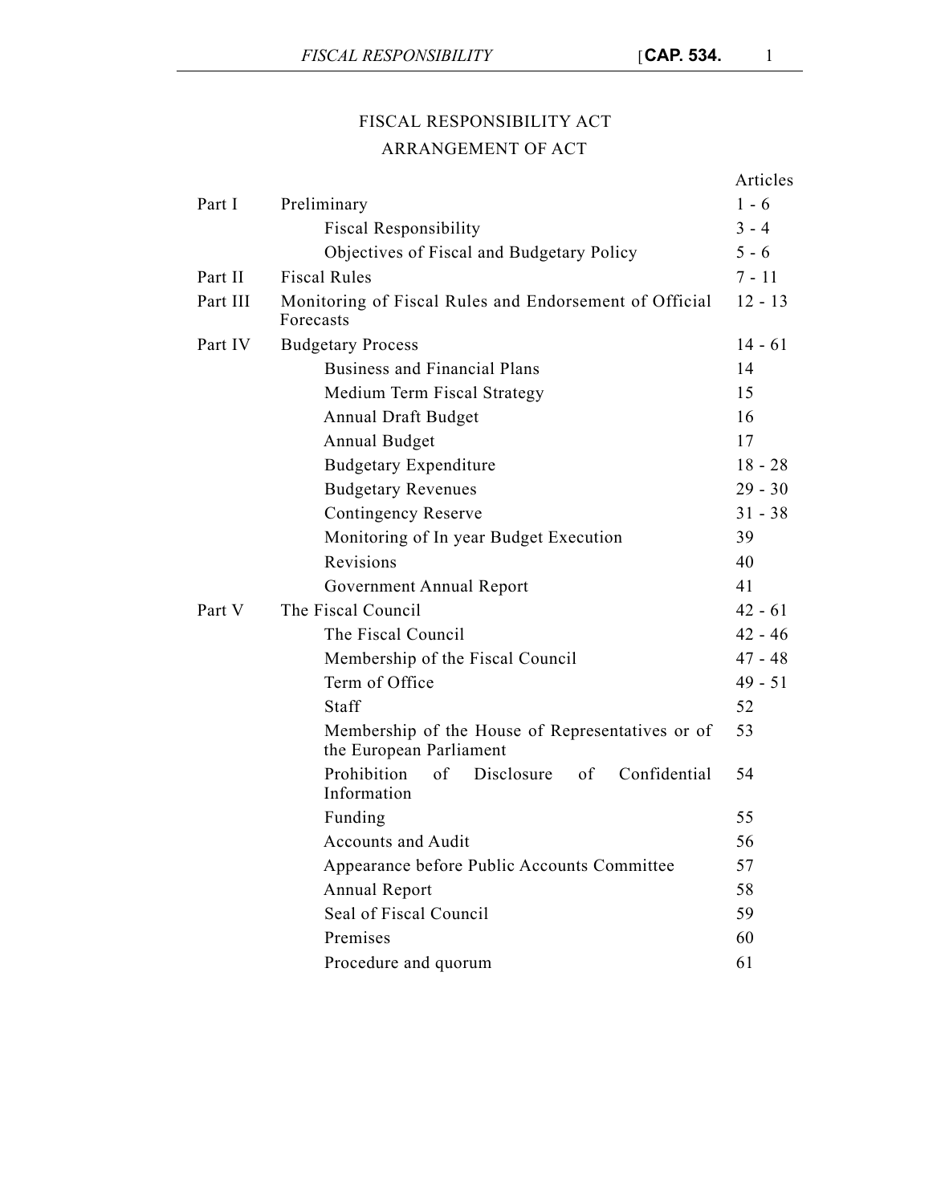# FISCAL RESPONSIBILITY ACT

## ARRANGEMENT OF ACT

| | | Articles |
|---|---|---|
| Part I | Preliminary | 1 - 6 |
| | Fiscal Responsibility | 3 - 4 |
| | Objectives of Fiscal and Budgetary Policy | 5 - 6 |
| Part II | Fiscal Rules | 7 - 11 |
| Part III | Monitoring of Fiscal Rules and Endorsement of Official Forecasts | 12 - 13 |
| Part IV | Budgetary Process | 14 - 61 |
| | Business and Financial Plans | 14 |
| | Medium Term Fiscal Strategy | 15 |
| | Annual Draft Budget | 16 |
| | Annual Budget | 17 |
| | Budgetary Expenditure | 18 - 28 |
| | Budgetary Revenues | 29 - 30 |
| | Contingency Reserve | 31 - 38 |
| | Monitoring of In year Budget Execution | 39 |
| | Revisions | 40 |
| | Government Annual Report | 41 |
| Part V | The Fiscal Council | 42 - 61 |
| | The Fiscal Council | 42 - 46 |
| | Membership of the Fiscal Council | 47 - 48 |
| | Term of Office | 49 - 51 |
| | Staff | 52 |
| | Membership of the House of Representatives or of the European Parliament | 53 |
| | Prohibition of Disclosure of Confidential Information | 54 |
| | Funding | 55 |
| | Accounts and Audit | 56 |
| | Appearance before Public Accounts Committee | 57 |
| | Annual Report | 58 |
| | Seal of Fiscal Council | 59 |
| | Premises | 60 |
| | Procedure and quorum | 61 |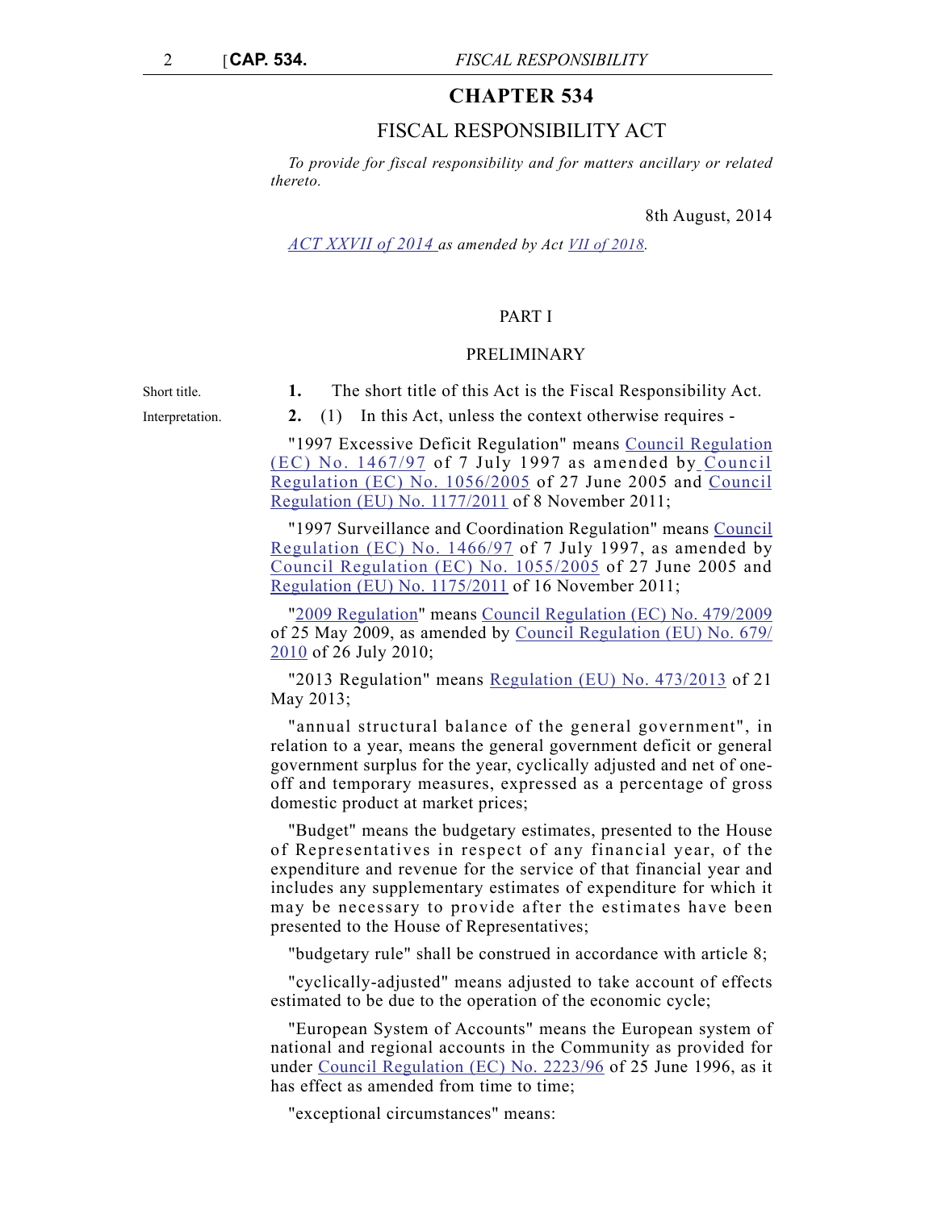# CHAPTER 534

## FISCAL RESPONSIBILITY ACT

*To provide for fiscal responsibility and for matters ancillary or related thereto.*

8th August, 2014

*ACT XXVII of 2014 as amended by Act VII of 2018.*

### PART I

### PRELIMINARY

Short title.

**1.** The short title of this Act is the Fiscal Responsibility Act.

Interpretation.

**2.** (1) In this Act, unless the context otherwise requires -

"1997 Excessive Deficit Regulation" means Council Regulation (EC) No. 1467/97 of 7 July 1997 as amended by Council Regulation (EC) No. 1056/2005 of 27 June 2005 and Council Regulation (EU) No. 1177/2011 of 8 November 2011;

"1997 Surveillance and Coordination Regulation" means Council Regulation (EC) No. 1466/97 of 7 July 1997, as amended by Council Regulation (EC) No. 1055/2005 of 27 June 2005 and Regulation (EU) No. 1175/2011 of 16 November 2011;

"2009 Regulation" means Council Regulation (EC) No. 479/2009 of 25 May 2009, as amended by Council Regulation (EU) No. 679/2010 of 26 July 2010;

"2013 Regulation" means Regulation (EU) No. 473/2013 of 21 May 2013;

"annual structural balance of the general government", in relation to a year, means the general government deficit or general government surplus for the year, cyclically adjusted and net of one-off and temporary measures, expressed as a percentage of gross domestic product at market prices;

"Budget" means the budgetary estimates, presented to the House of Representatives in respect of any financial year, of the expenditure and revenue for the service of that financial year and includes any supplementary estimates of expenditure for which it may be necessary to provide after the estimates have been presented to the House of Representatives;

"budgetary rule" shall be construed in accordance with article 8;

"cyclically-adjusted" means adjusted to take account of effects estimated to be due to the operation of the economic cycle;

"European System of Accounts" means the European system of national and regional accounts in the Community as provided for under Council Regulation (EC) No. 2223/96 of 25 June 1996, as it has effect as amended from time to time;

"exceptional circumstances" means: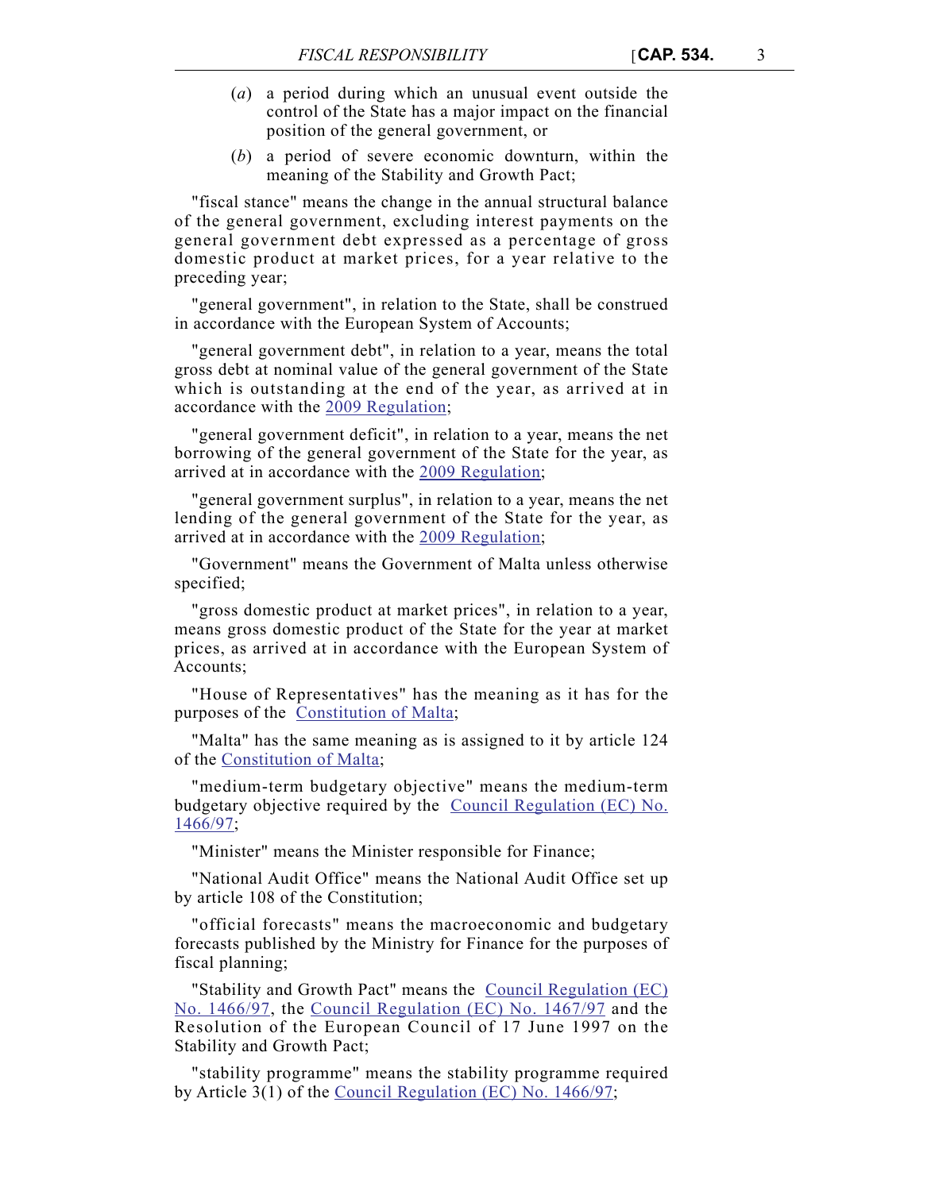(*a*) a period during which an unusual event outside the control of the State has a major impact on the financial position of the general government, or

(*b*) a period of severe economic downturn, within the meaning of the Stability and Growth Pact;

"fiscal stance" means the change in the annual structural balance of the general government, excluding interest payments on the general government debt expressed as a percentage of gross domestic product at market prices, for a year relative to the preceding year;

"general government", in relation to the State, shall be construed in accordance with the European System of Accounts;

"general government debt", in relation to a year, means the total gross debt at nominal value of the general government of the State which is outstanding at the end of the year, as arrived at in accordance with the 2009 Regulation;

"general government deficit", in relation to a year, means the net borrowing of the general government of the State for the year, as arrived at in accordance with the 2009 Regulation;

"general government surplus", in relation to a year, means the net lending of the general government of the State for the year, as arrived at in accordance with the 2009 Regulation;

"Government" means the Government of Malta unless otherwise specified;

"gross domestic product at market prices", in relation to a year, means gross domestic product of the State for the year at market prices, as arrived at in accordance with the European System of Accounts;

"House of Representatives" has the meaning as it has for the purposes of the Constitution of Malta;

"Malta" has the same meaning as is assigned to it by article 124 of the Constitution of Malta;

"medium-term budgetary objective" means the medium-term budgetary objective required by the Council Regulation (EC) No. 1466/97;

"Minister" means the Minister responsible for Finance;

"National Audit Office" means the National Audit Office set up by article 108 of the Constitution;

"official forecasts" means the macroeconomic and budgetary forecasts published by the Ministry for Finance for the purposes of fiscal planning;

"Stability and Growth Pact" means the Council Regulation (EC) No. 1466/97, the Council Regulation (EC) No. 1467/97 and the Resolution of the European Council of 17 June 1997 on the Stability and Growth Pact;

"stability programme" means the stability programme required by Article 3(1) of the Council Regulation (EC) No. 1466/97;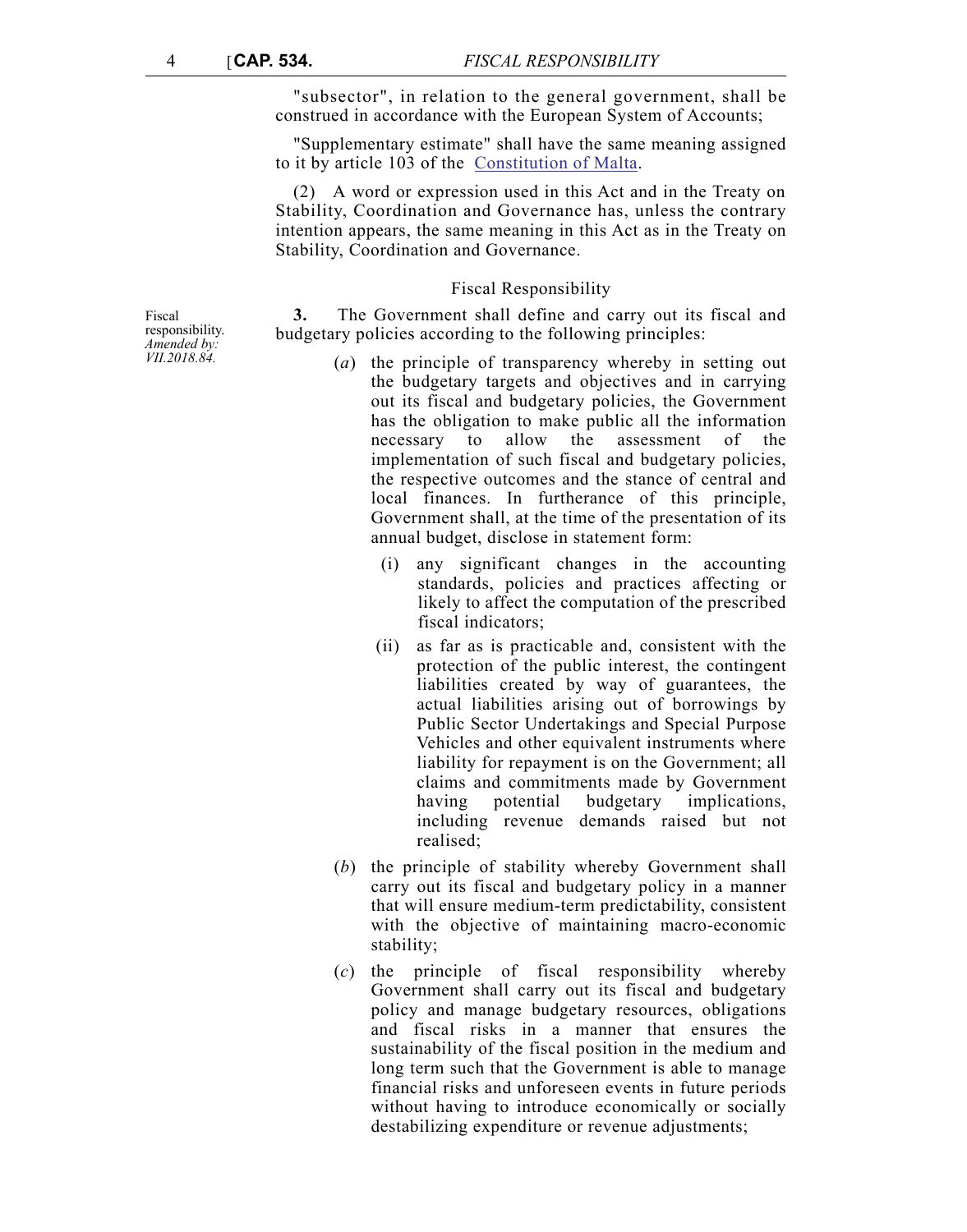"subsector", in relation to the general government, shall be construed in accordance with the European System of Accounts;

"Supplementary estimate" shall have the same meaning assigned to it by article 103 of the Constitution of Malta.

(2) A word or expression used in this Act and in the Treaty on Stability, Coordination and Governance has, unless the contrary intention appears, the same meaning in this Act as in the Treaty on Stability, Coordination and Governance.

### Fiscal Responsibility

Fiscal responsibility. *Amended by: VII.2018.84.*

**3.** The Government shall define and carry out its fiscal and budgetary policies according to the following principles:

(*a*) the principle of transparency whereby in setting out the budgetary targets and objectives and in carrying out its fiscal and budgetary policies, the Government has the obligation to make public all the information necessary to allow the assessment of the implementation of such fiscal and budgetary policies, the respective outcomes and the stance of central and local finances. In furtherance of this principle, Government shall, at the time of the presentation of its annual budget, disclose in statement form:

(i) any significant changes in the accounting standards, policies and practices affecting or likely to affect the computation of the prescribed fiscal indicators;

(ii) as far as is practicable and, consistent with the protection of the public interest, the contingent liabilities created by way of guarantees, the actual liabilities arising out of borrowings by Public Sector Undertakings and Special Purpose Vehicles and other equivalent instruments where liability for repayment is on the Government; all claims and commitments made by Government having potential budgetary implications, including revenue demands raised but not realised;

(*b*) the principle of stability whereby Government shall carry out its fiscal and budgetary policy in a manner that will ensure medium-term predictability, consistent with the objective of maintaining macro-economic stability;

(*c*) the principle of fiscal responsibility whereby Government shall carry out its fiscal and budgetary policy and manage budgetary resources, obligations and fiscal risks in a manner that ensures the sustainability of the fiscal position in the medium and long term such that the Government is able to manage financial risks and unforeseen events in future periods without having to introduce economically or socially destabilizing expenditure or revenue adjustments;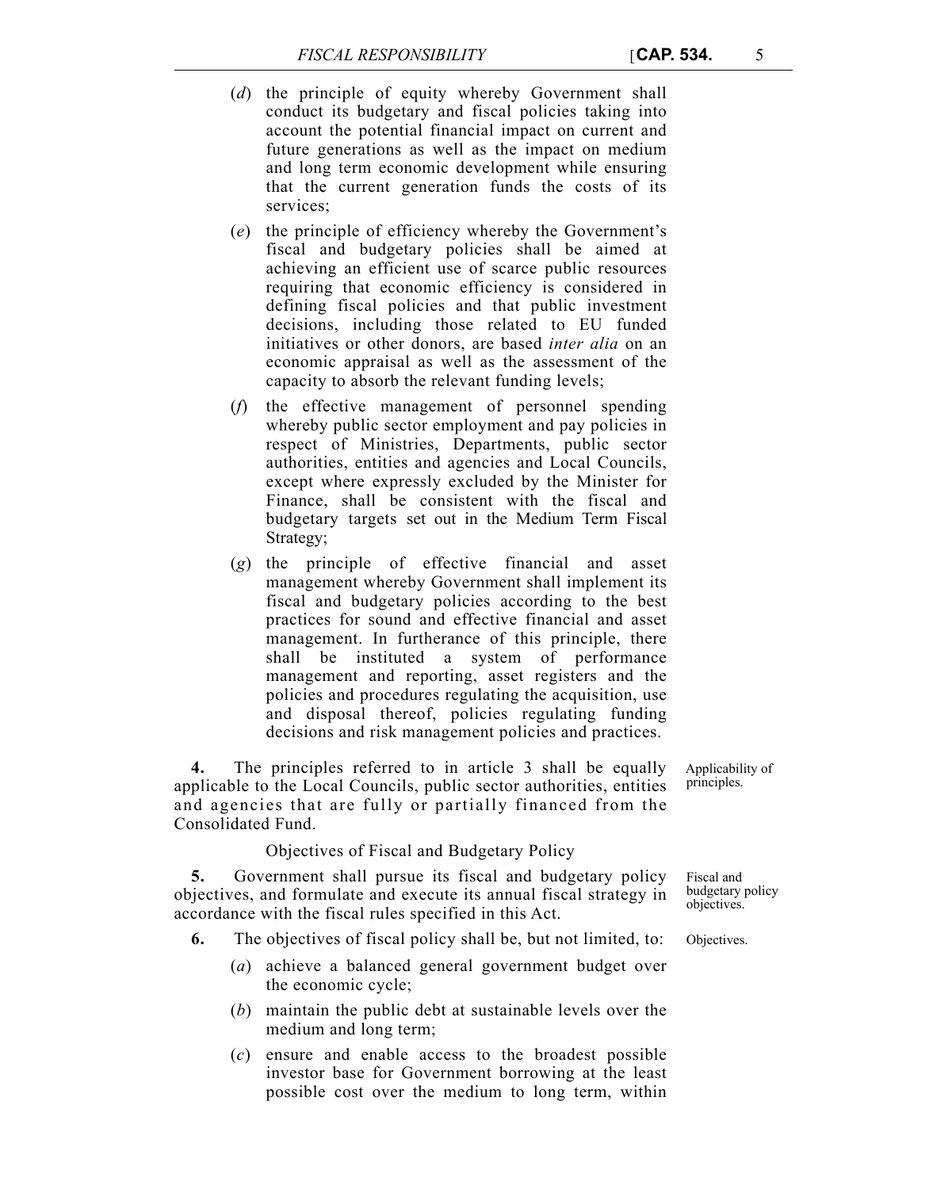(*d*) the principle of equity whereby Government shall conduct its budgetary and fiscal policies taking into account the potential financial impact on current and future generations as well as the impact on medium and long term economic development while ensuring that the current generation funds the costs of its services;

(*e*) the principle of efficiency whereby the Government's fiscal and budgetary policies shall be aimed at achieving an efficient use of scarce public resources requiring that economic efficiency is considered in defining fiscal policies and that public investment decisions, including those related to EU funded initiatives or other donors, are based *inter alia* on an economic appraisal as well as the assessment of the capacity to absorb the relevant funding levels;

(*f*) the effective management of personnel spending whereby public sector employment and pay policies in respect of Ministries, Departments, public sector authorities, entities and agencies and Local Councils, except where expressly excluded by the Minister for Finance, shall be consistent with the fiscal and budgetary targets set out in the Medium Term Fiscal Strategy;

(*g*) the principle of effective financial and asset management whereby Government shall implement its fiscal and budgetary policies according to the best practices for sound and effective financial and asset management. In furtherance of this principle, there shall be instituted a system of performance management and reporting, asset registers and the policies and procedures regulating the acquisition, use and disposal thereof, policies regulating funding decisions and risk management policies and practices.

Applicability of principles.

**4.** The principles referred to in article 3 shall be equally applicable to the Local Councils, public sector authorities, entities and agencies that are fully or partially financed from the Consolidated Fund.

Objectives of Fiscal and Budgetary Policy

Fiscal and budgetary policy objectives.

**5.** Government shall pursue its fiscal and budgetary policy objectives, and formulate and execute its annual fiscal strategy in accordance with the fiscal rules specified in this Act.

Objectives.

**6.** The objectives of fiscal policy shall be, but not limited, to:

(*a*) achieve a balanced general government budget over the economic cycle;

(*b*) maintain the public debt at sustainable levels over the medium and long term;

(*c*) ensure and enable access to the broadest possible investor base for Government borrowing at the least possible cost over the medium to long term, within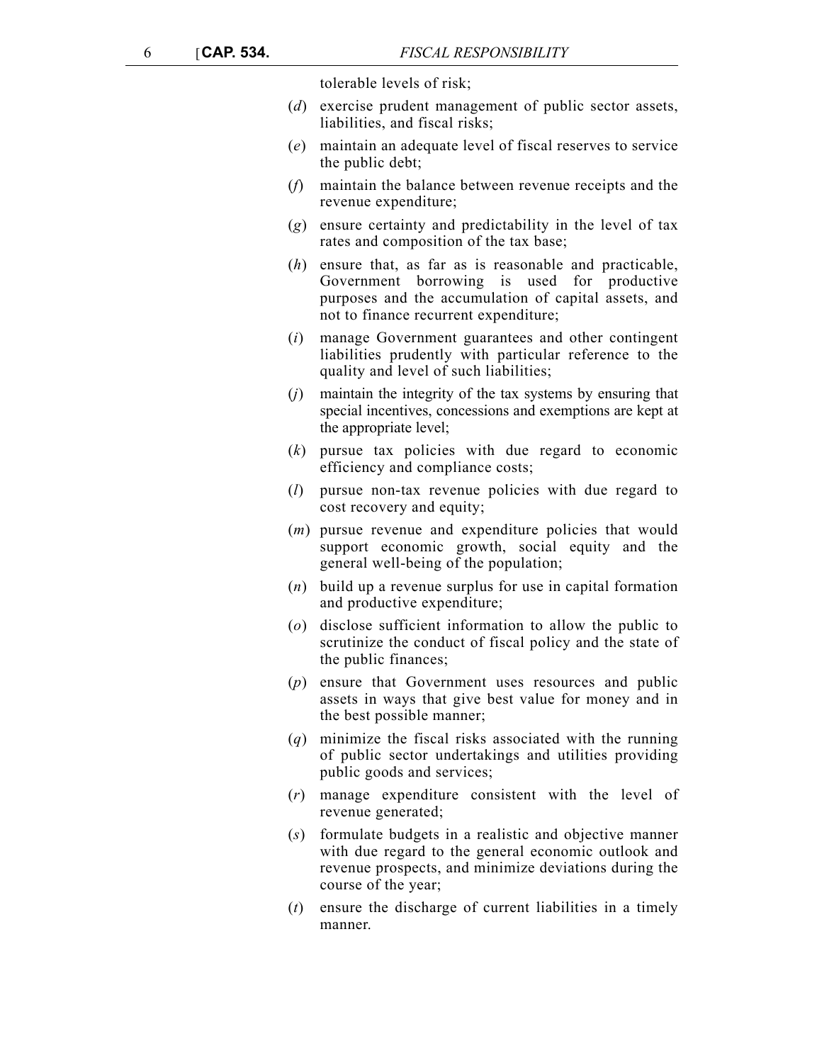tolerable levels of risk;

(*d*) exercise prudent management of public sector assets, liabilities, and fiscal risks;

(*e*) maintain an adequate level of fiscal reserves to service the public debt;

(*f*) maintain the balance between revenue receipts and the revenue expenditure;

(*g*) ensure certainty and predictability in the level of tax rates and composition of the tax base;

(*h*) ensure that, as far as is reasonable and practicable, Government borrowing is used for productive purposes and the accumulation of capital assets, and not to finance recurrent expenditure;

(*i*) manage Government guarantees and other contingent liabilities prudently with particular reference to the quality and level of such liabilities;

(*j*) maintain the integrity of the tax systems by ensuring that special incentives, concessions and exemptions are kept at the appropriate level;

(*k*) pursue tax policies with due regard to economic efficiency and compliance costs;

(*l*) pursue non-tax revenue policies with due regard to cost recovery and equity;

(*m*) pursue revenue and expenditure policies that would support economic growth, social equity and the general well-being of the population;

(*n*) build up a revenue surplus for use in capital formation and productive expenditure;

(*o*) disclose sufficient information to allow the public to scrutinize the conduct of fiscal policy and the state of the public finances;

(*p*) ensure that Government uses resources and public assets in ways that give best value for money and in the best possible manner;

(*q*) minimize the fiscal risks associated with the running of public sector undertakings and utilities providing public goods and services;

(*r*) manage expenditure consistent with the level of revenue generated;

(*s*) formulate budgets in a realistic and objective manner with due regard to the general economic outlook and revenue prospects, and minimize deviations during the course of the year;

(*t*) ensure the discharge of current liabilities in a timely manner.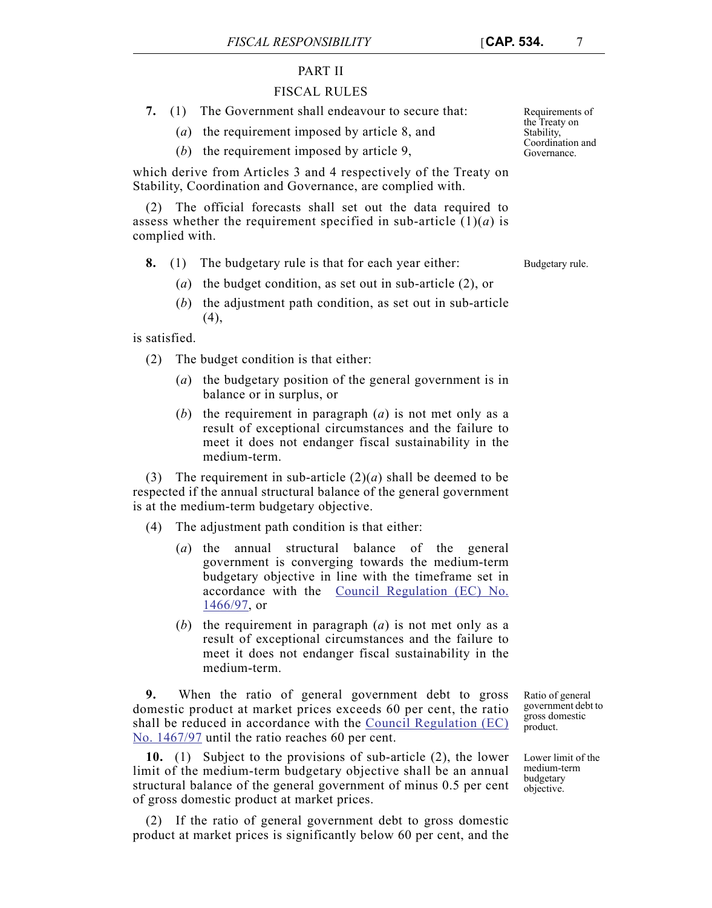## PART II

## FISCAL RULES

**7.** (1) The Government shall endeavour to secure that:

Requirements of the Treaty on Stability, Coordination and Governance.

(*a*) the requirement imposed by article 8, and

(*b*) the requirement imposed by article 9,

which derive from Articles 3 and 4 respectively of the Treaty on Stability, Coordination and Governance, are complied with.

(2) The official forecasts shall set out the data required to assess whether the requirement specified in sub-article (1)(*a*) is complied with.

**8.** (1) The budgetary rule is that for each year either:

Budgetary rule.

(*a*) the budget condition, as set out in sub-article (2), or

(*b*) the adjustment path condition, as set out in sub-article (4),

is satisfied.

(2) The budget condition is that either:

(*a*) the budgetary position of the general government is in balance or in surplus, or

(*b*) the requirement in paragraph (*a*) is not met only as a result of exceptional circumstances and the failure to meet it does not endanger fiscal sustainability in the medium-term.

(3) The requirement in sub-article (2)(*a*) shall be deemed to be respected if the annual structural balance of the general government is at the medium-term budgetary objective.

(4) The adjustment path condition is that either:

(*a*) the annual structural balance of the general government is converging towards the medium-term budgetary objective in line with the timeframe set in accordance with the Council Regulation (EC) No. 1466/97, or

(*b*) the requirement in paragraph (*a*) is not met only as a result of exceptional circumstances and the failure to meet it does not endanger fiscal sustainability in the medium-term.

**9.** When the ratio of general government debt to gross domestic product at market prices exceeds 60 per cent, the ratio shall be reduced in accordance with the Council Regulation (EC) No. 1467/97 until the ratio reaches 60 per cent.

Ratio of general government debt to gross domestic product.

**10.** (1) Subject to the provisions of sub-article (2), the lower limit of the medium-term budgetary objective shall be an annual structural balance of the general government of minus 0.5 per cent of gross domestic product at market prices.

Lower limit of the medium-term budgetary objective.

(2) If the ratio of general government debt to gross domestic product at market prices is significantly below 60 per cent, and the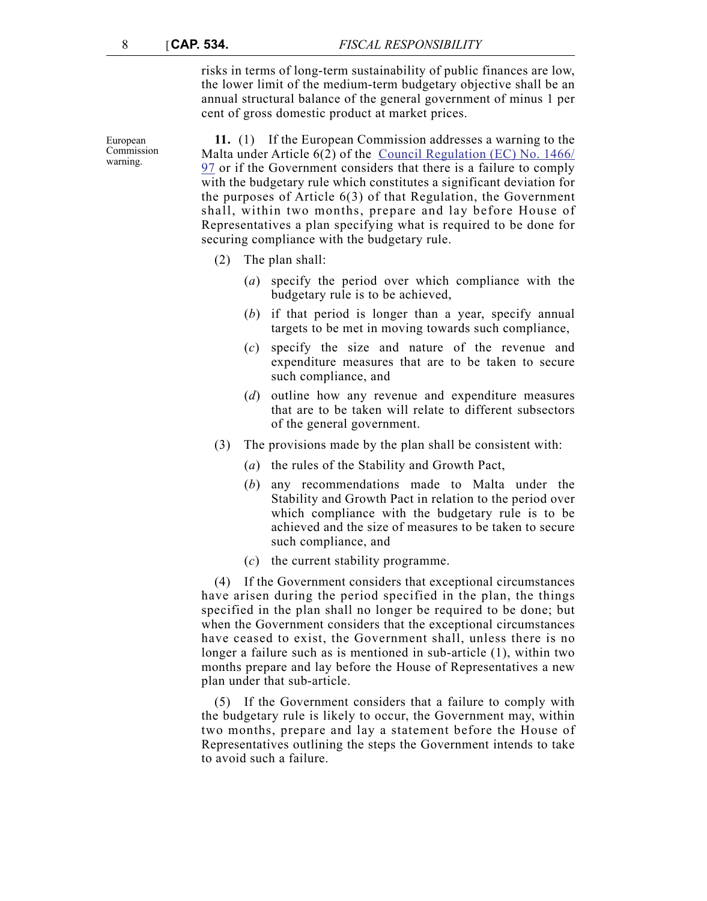risks in terms of long-term sustainability of public finances are low, the lower limit of the medium-term budgetary objective shall be an annual structural balance of the general government of minus 1 per cent of gross domestic product at market prices.

European Commission warning.

**11.** (1) If the European Commission addresses a warning to the Malta under Article 6(2) of the Council Regulation (EC) No. 1466/97 or if the Government considers that there is a failure to comply with the budgetary rule which constitutes a significant deviation for the purposes of Article 6(3) of that Regulation, the Government shall, within two months, prepare and lay before House of Representatives a plan specifying what is required to be done for securing compliance with the budgetary rule.

(2) The plan shall:

(*a*) specify the period over which compliance with the budgetary rule is to be achieved,

(*b*) if that period is longer than a year, specify annual targets to be met in moving towards such compliance,

(*c*) specify the size and nature of the revenue and expenditure measures that are to be taken to secure such compliance, and

(*d*) outline how any revenue and expenditure measures that are to be taken will relate to different subsectors of the general government.

(3) The provisions made by the plan shall be consistent with:

(*a*) the rules of the Stability and Growth Pact,

(*b*) any recommendations made to Malta under the Stability and Growth Pact in relation to the period over which compliance with the budgetary rule is to be achieved and the size of measures to be taken to secure such compliance, and

(*c*) the current stability programme.

(4) If the Government considers that exceptional circumstances have arisen during the period specified in the plan, the things specified in the plan shall no longer be required to be done; but when the Government considers that the exceptional circumstances have ceased to exist, the Government shall, unless there is no longer a failure such as is mentioned in sub-article (1), within two months prepare and lay before the House of Representatives a new plan under that sub-article.

(5) If the Government considers that a failure to comply with the budgetary rule is likely to occur, the Government may, within two months, prepare and lay a statement before the House of Representatives outlining the steps the Government intends to take to avoid such a failure.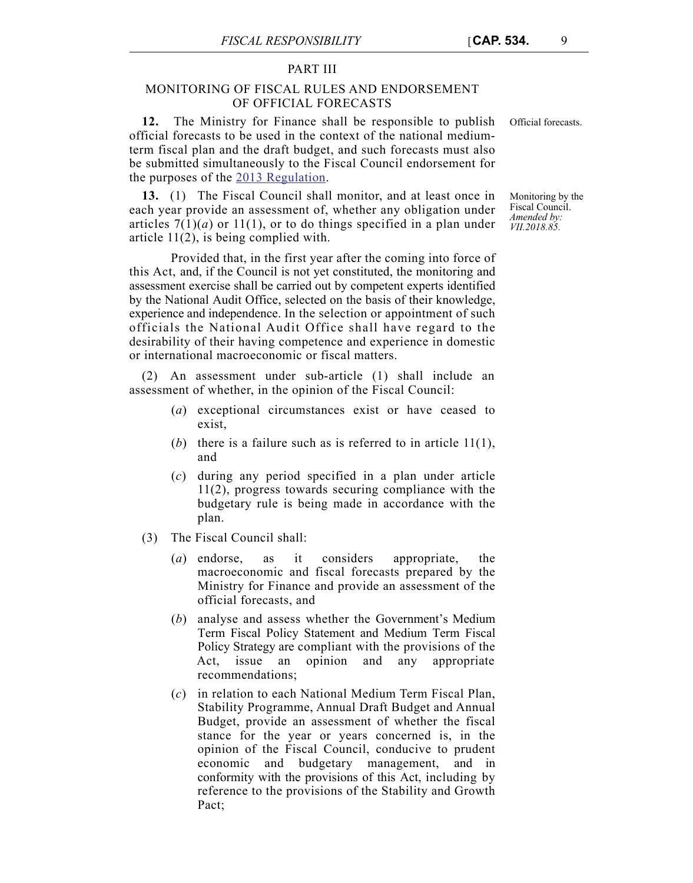## PART III

## MONITORING OF FISCAL RULES AND ENDORSEMENT OF OFFICIAL FORECASTS

*Official forecasts.*

**12.** The Ministry for Finance shall be responsible to publish official forecasts to be used in the context of the national medium-term fiscal plan and the draft budget, and such forecasts must also be submitted simultaneously to the Fiscal Council endorsement for the purposes of the 2013 Regulation.

*Monitoring by the Fiscal Council. Amended by: VII.2018.85.*

**13.** (1) The Fiscal Council shall monitor, and at least once in each year provide an assessment of, whether any obligation under articles 7(1)(*a*) or 11(1), or to do things specified in a plan under article 11(2), is being complied with.

Provided that, in the first year after the coming into force of this Act, and, if the Council is not yet constituted, the monitoring and assessment exercise shall be carried out by competent experts identified by the National Audit Office, selected on the basis of their knowledge, experience and independence. In the selection or appointment of such officials the National Audit Office shall have regard to the desirability of their having competence and experience in domestic or international macroeconomic or fiscal matters.

(2) An assessment under sub-article (1) shall include an assessment of whether, in the opinion of the Fiscal Council:

(*a*) exceptional circumstances exist or have ceased to exist,

(*b*) there is a failure such as is referred to in article 11(1), and

(*c*) during any period specified in a plan under article 11(2), progress towards securing compliance with the budgetary rule is being made in accordance with the plan.

(3) The Fiscal Council shall:

(*a*) endorse, as it considers appropriate, the macroeconomic and fiscal forecasts prepared by the Ministry for Finance and provide an assessment of the official forecasts, and

(*b*) analyse and assess whether the Government's Medium Term Fiscal Policy Statement and Medium Term Fiscal Policy Strategy are compliant with the provisions of the Act, issue an opinion and any appropriate recommendations;

(*c*) in relation to each National Medium Term Fiscal Plan, Stability Programme, Annual Draft Budget and Annual Budget, provide an assessment of whether the fiscal stance for the year or years concerned is, in the opinion of the Fiscal Council, conducive to prudent economic and budgetary management, and in conformity with the provisions of this Act, including by reference to the provisions of the Stability and Growth Pact;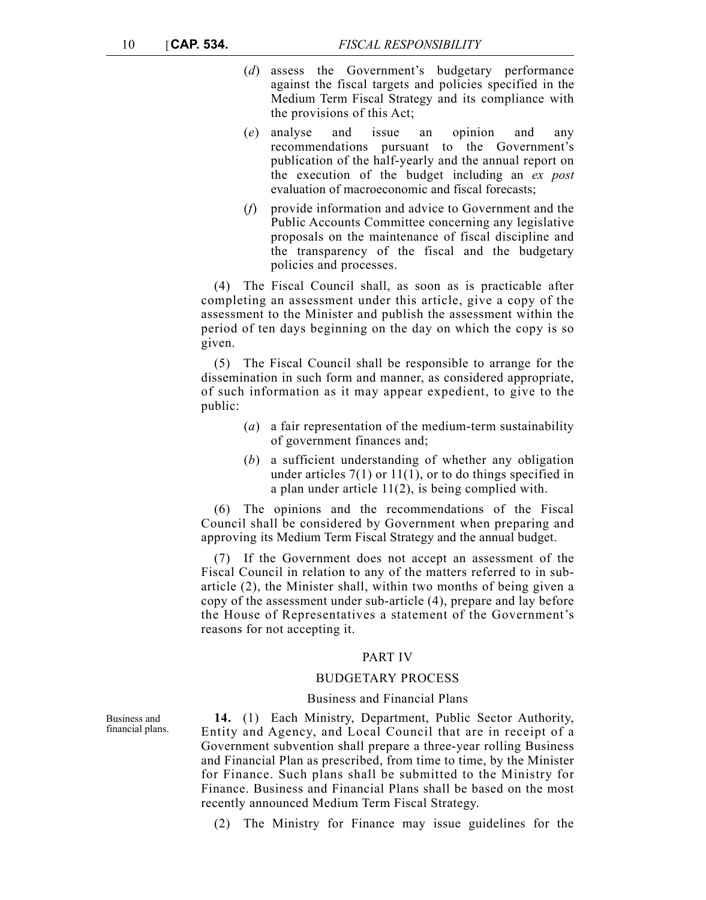(*d*) assess the Government's budgetary performance against the fiscal targets and policies specified in the Medium Term Fiscal Strategy and its compliance with the provisions of this Act;

(*e*) analyse and issue an opinion and any recommendations pursuant to the Government's publication of the half-yearly and the annual report on the execution of the budget including an *ex post* evaluation of macroeconomic and fiscal forecasts;

(*f*) provide information and advice to Government and the Public Accounts Committee concerning any legislative proposals on the maintenance of fiscal discipline and the transparency of the fiscal and the budgetary policies and processes.

(4) The Fiscal Council shall, as soon as is practicable after completing an assessment under this article, give a copy of the assessment to the Minister and publish the assessment within the period of ten days beginning on the day on which the copy is so given.

(5) The Fiscal Council shall be responsible to arrange for the dissemination in such form and manner, as considered appropriate, of such information as it may appear expedient, to give to the public:

(*a*) a fair representation of the medium-term sustainability of government finances and;

(*b*) a sufficient understanding of whether any obligation under articles 7(1) or 11(1), or to do things specified in a plan under article 11(2), is being complied with.

(6) The opinions and the recommendations of the Fiscal Council shall be considered by Government when preparing and approving its Medium Term Fiscal Strategy and the annual budget.

(7) If the Government does not accept an assessment of the Fiscal Council in relation to any of the matters referred to in sub-article (2), the Minister shall, within two months of being given a copy of the assessment under sub-article (4), prepare and lay before the House of Representatives a statement of the Government's reasons for not accepting it.

## PART IV

## BUDGETARY PROCESS

### Business and Financial Plans

Business and financial plans.

**14.** (1) Each Ministry, Department, Public Sector Authority, Entity and Agency, and Local Council that are in receipt of a Government subvention shall prepare a three-year rolling Business and Financial Plan as prescribed, from time to time, by the Minister for Finance. Such plans shall be submitted to the Ministry for Finance. Business and Financial Plans shall be based on the most recently announced Medium Term Fiscal Strategy.

(2) The Ministry for Finance may issue guidelines for the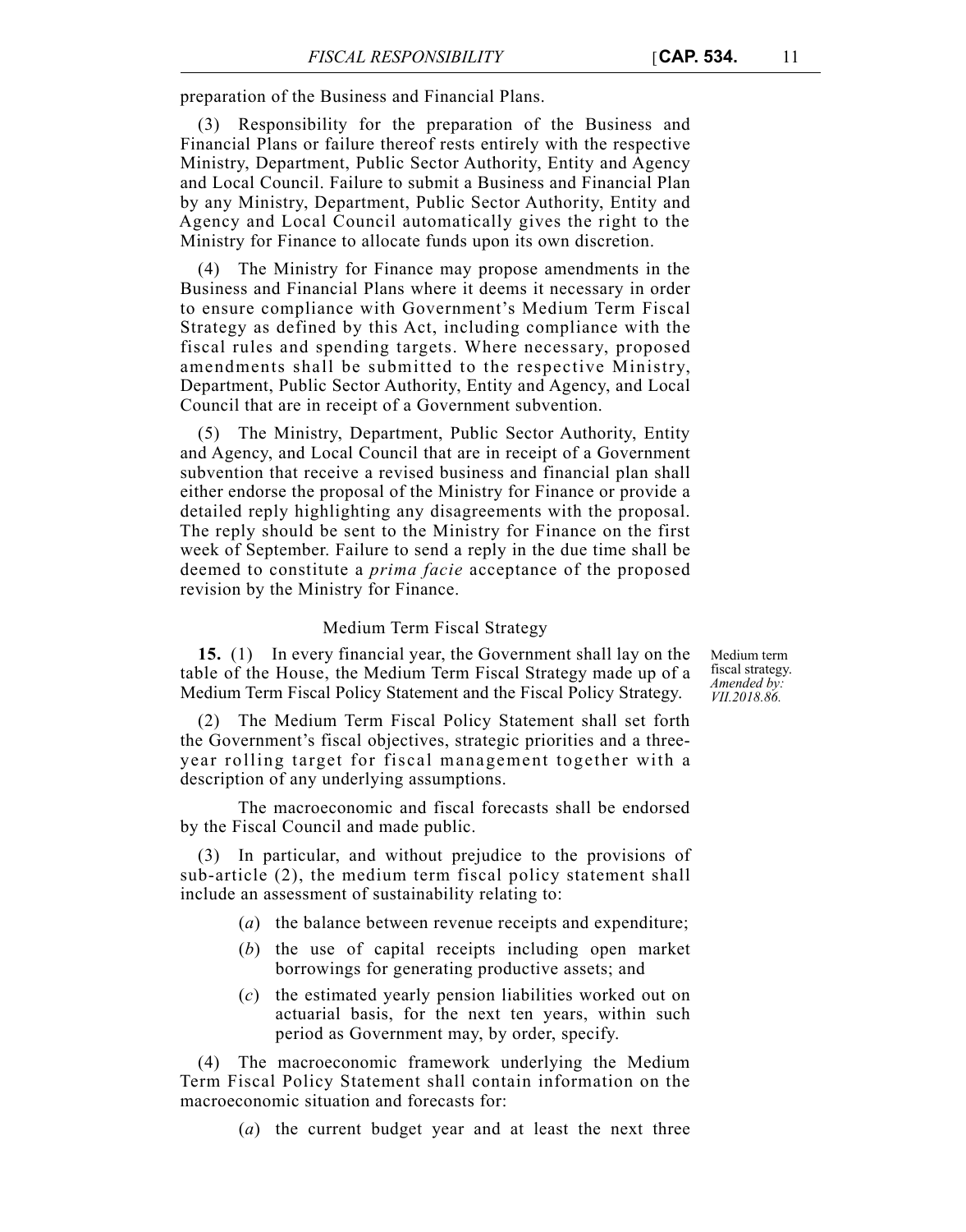preparation of the Business and Financial Plans.

(3) Responsibility for the preparation of the Business and Financial Plans or failure thereof rests entirely with the respective Ministry, Department, Public Sector Authority, Entity and Agency and Local Council. Failure to submit a Business and Financial Plan by any Ministry, Department, Public Sector Authority, Entity and Agency and Local Council automatically gives the right to the Ministry for Finance to allocate funds upon its own discretion.

(4) The Ministry for Finance may propose amendments in the Business and Financial Plans where it deems it necessary in order to ensure compliance with Government's Medium Term Fiscal Strategy as defined by this Act, including compliance with the fiscal rules and spending targets. Where necessary, proposed amendments shall be submitted to the respective Ministry, Department, Public Sector Authority, Entity and Agency, and Local Council that are in receipt of a Government subvention.

(5) The Ministry, Department, Public Sector Authority, Entity and Agency, and Local Council that are in receipt of a Government subvention that receive a revised business and financial plan shall either endorse the proposal of the Ministry for Finance or provide a detailed reply highlighting any disagreements with the proposal. The reply should be sent to the Ministry for Finance on the first week of September. Failure to send a reply in the due time shall be deemed to constitute a *prima facie* acceptance of the proposed revision by the Ministry for Finance.

### Medium Term Fiscal Strategy

Medium term fiscal strategy. *Amended by: VII.2018.86.*

**15.** (1) In every financial year, the Government shall lay on the table of the House, the Medium Term Fiscal Strategy made up of a Medium Term Fiscal Policy Statement and the Fiscal Policy Strategy.

(2) The Medium Term Fiscal Policy Statement shall set forth the Government's fiscal objectives, strategic priorities and a three-year rolling target for fiscal management together with a description of any underlying assumptions.

The macroeconomic and fiscal forecasts shall be endorsed by the Fiscal Council and made public.

(3) In particular, and without prejudice to the provisions of sub-article (2), the medium term fiscal policy statement shall include an assessment of sustainability relating to:

(*a*) the balance between revenue receipts and expenditure;

(*b*) the use of capital receipts including open market borrowings for generating productive assets; and

(*c*) the estimated yearly pension liabilities worked out on actuarial basis, for the next ten years, within such period as Government may, by order, specify.

(4) The macroeconomic framework underlying the Medium Term Fiscal Policy Statement shall contain information on the macroeconomic situation and forecasts for:

(*a*) the current budget year and at least the next three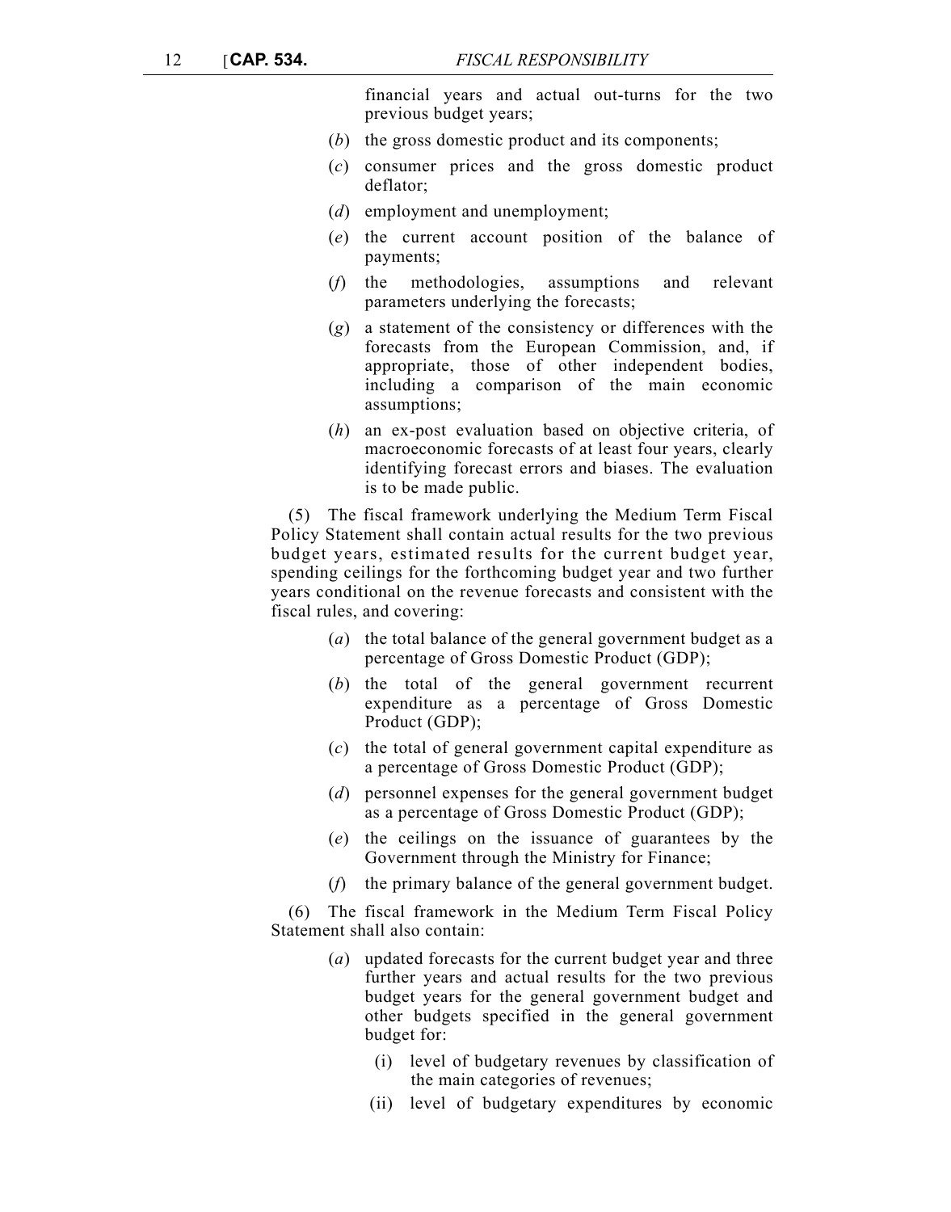financial years and actual out-turns for the two previous budget years;

(*b*) the gross domestic product and its components;

(*c*) consumer prices and the gross domestic product deflator;

(*d*) employment and unemployment;

(*e*) the current account position of the balance of payments;

(*f*) the methodologies, assumptions and relevant parameters underlying the forecasts;

(*g*) a statement of the consistency or differences with the forecasts from the European Commission, and, if appropriate, those of other independent bodies, including a comparison of the main economic assumptions;

(*h*) an ex-post evaluation based on objective criteria, of macroeconomic forecasts of at least four years, clearly identifying forecast errors and biases. The evaluation is to be made public.

(5) The fiscal framework underlying the Medium Term Fiscal Policy Statement shall contain actual results for the two previous budget years, estimated results for the current budget year, spending ceilings for the forthcoming budget year and two further years conditional on the revenue forecasts and consistent with the fiscal rules, and covering:

(*a*) the total balance of the general government budget as a percentage of Gross Domestic Product (GDP);

(*b*) the total of the general government recurrent expenditure as a percentage of Gross Domestic Product (GDP);

(*c*) the total of general government capital expenditure as a percentage of Gross Domestic Product (GDP);

(*d*) personnel expenses for the general government budget as a percentage of Gross Domestic Product (GDP);

(*e*) the ceilings on the issuance of guarantees by the Government through the Ministry for Finance;

(*f*) the primary balance of the general government budget.

(6) The fiscal framework in the Medium Term Fiscal Policy Statement shall also contain:

(*a*) updated forecasts for the current budget year and three further years and actual results for the two previous budget years for the general government budget and other budgets specified in the general government budget for:

(i) level of budgetary revenues by classification of the main categories of revenues;

(ii) level of budgetary expenditures by economic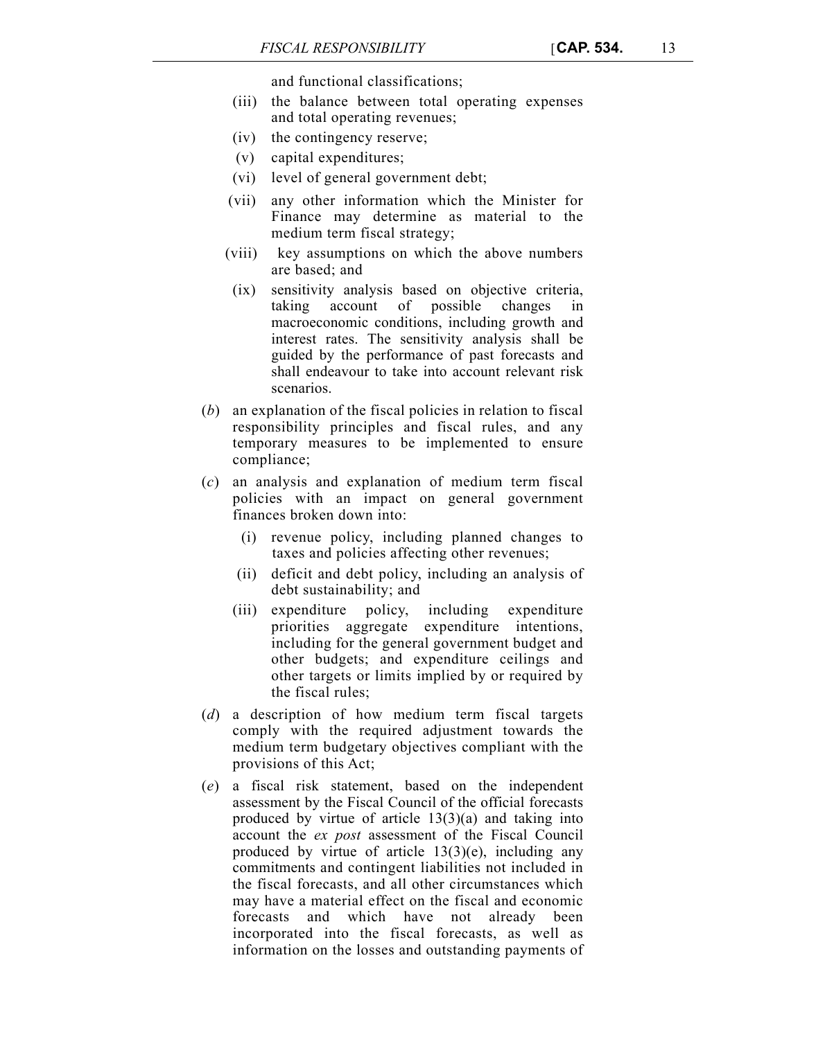and functional classifications;

- (iii) the balance between total operating expenses and total operating revenues;
- (iv) the contingency reserve;
- (v) capital expenditures;
- (vi) level of general government debt;
- (vii) any other information which the Minister for Finance may determine as material to the medium term fiscal strategy;
- (viii) key assumptions on which the above numbers are based; and
- (ix) sensitivity analysis based on objective criteria, taking account of possible changes in macroeconomic conditions, including growth and interest rates. The sensitivity analysis shall be guided by the performance of past forecasts and shall endeavour to take into account relevant risk scenarios.

(*b*) an explanation of the fiscal policies in relation to fiscal responsibility principles and fiscal rules, and any temporary measures to be implemented to ensure compliance;

(*c*) an analysis and explanation of medium term fiscal policies with an impact on general government finances broken down into:

- (i) revenue policy, including planned changes to taxes and policies affecting other revenues;
- (ii) deficit and debt policy, including an analysis of debt sustainability; and
- (iii) expenditure policy, including expenditure priorities aggregate expenditure intentions, including for the general government budget and other budgets; and expenditure ceilings and other targets or limits implied by or required by the fiscal rules;

(*d*) a description of how medium term fiscal targets comply with the required adjustment towards the medium term budgetary objectives compliant with the provisions of this Act;

(*e*) a fiscal risk statement, based on the independent assessment by the Fiscal Council of the official forecasts produced by virtue of article 13(3)(a) and taking into account the *ex post* assessment of the Fiscal Council produced by virtue of article 13(3)(e), including any commitments and contingent liabilities not included in the fiscal forecasts, and all other circumstances which may have a material effect on the fiscal and economic forecasts and which have not already been incorporated into the fiscal forecasts, as well as information on the losses and outstanding payments of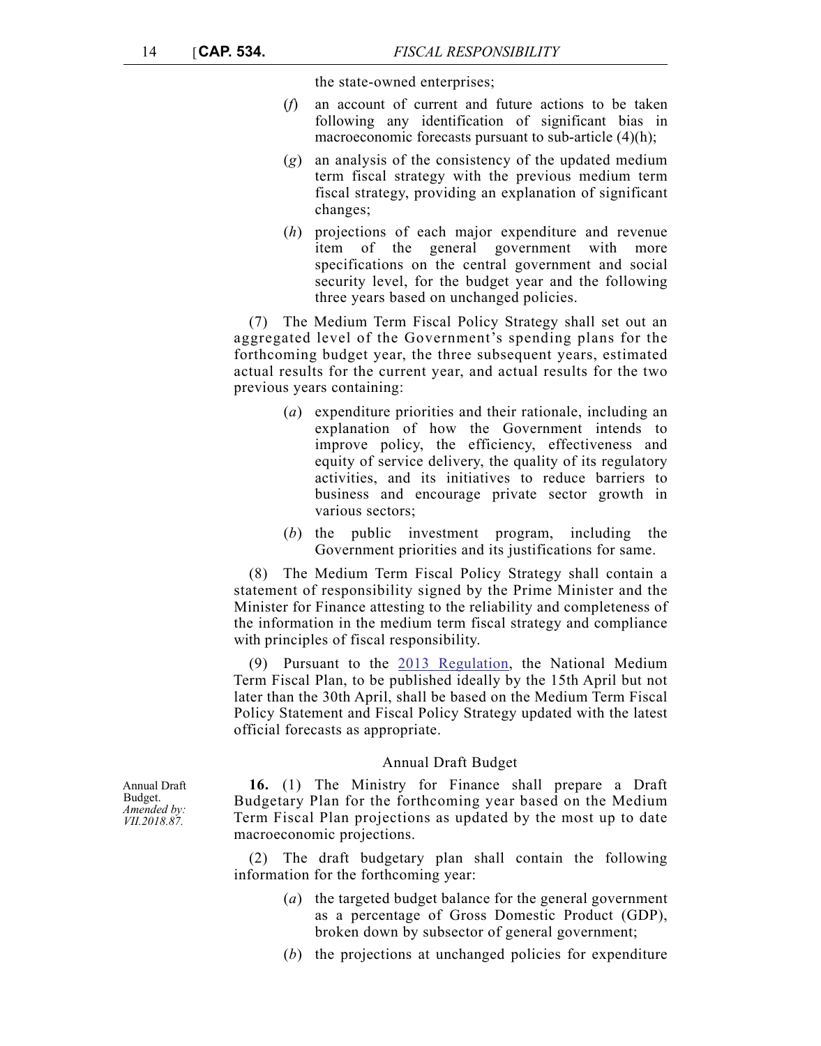the state-owned enterprises;

(*f*) an account of current and future actions to be taken following any identification of significant bias in macroeconomic forecasts pursuant to sub-article (4)(h);

(*g*) an analysis of the consistency of the updated medium term fiscal strategy with the previous medium term fiscal strategy, providing an explanation of significant changes;

(*h*) projections of each major expenditure and revenue item of the general government with more specifications on the central government and social security level, for the budget year and the following three years based on unchanged policies.

(7) The Medium Term Fiscal Policy Strategy shall set out an aggregated level of the Government's spending plans for the forthcoming budget year, the three subsequent years, estimated actual results for the current year, and actual results for the two previous years containing:

(*a*) expenditure priorities and their rationale, including an explanation of how the Government intends to improve policy, the efficiency, effectiveness and equity of service delivery, the quality of its regulatory activities, and its initiatives to reduce barriers to business and encourage private sector growth in various sectors;

(*b*) the public investment program, including the Government priorities and its justifications for same.

(8) The Medium Term Fiscal Policy Strategy shall contain a statement of responsibility signed by the Prime Minister and the Minister for Finance attesting to the reliability and completeness of the information in the medium term fiscal strategy and compliance with principles of fiscal responsibility.

(9) Pursuant to the 2013 Regulation, the National Medium Term Fiscal Plan, to be published ideally by the 15th April but not later than the 30th April, shall be based on the Medium Term Fiscal Policy Statement and Fiscal Policy Strategy updated with the latest official forecasts as appropriate.

### Annual Draft Budget

Annual Draft Budget.
*Amended by: VII.2018.87.*

**16.** (1) The Ministry for Finance shall prepare a Draft Budgetary Plan for the forthcoming year based on the Medium Term Fiscal Plan projections as updated by the most up to date macroeconomic projections.

(2) The draft budgetary plan shall contain the following information for the forthcoming year:

(*a*) the targeted budget balance for the general government as a percentage of Gross Domestic Product (GDP), broken down by subsector of general government;

(*b*) the projections at unchanged policies for expenditure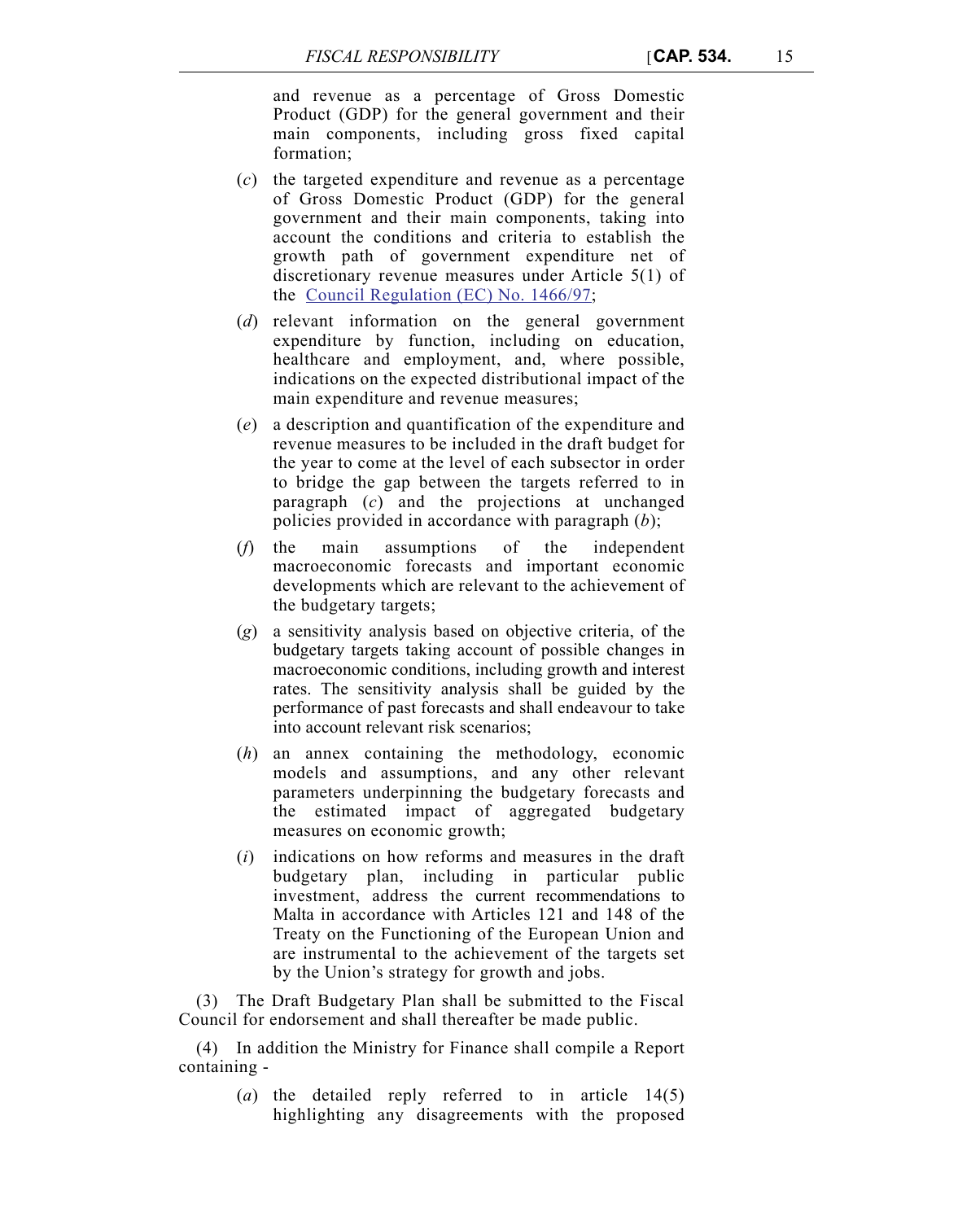and revenue as a percentage of Gross Domestic Product (GDP) for the general government and their main components, including gross fixed capital formation;

(*c*) the targeted expenditure and revenue as a percentage of Gross Domestic Product (GDP) for the general government and their main components, taking into account the conditions and criteria to establish the growth path of government expenditure net of discretionary revenue measures under Article 5(1) of the Council Regulation (EC) No. 1466/97;

(*d*) relevant information on the general government expenditure by function, including on education, healthcare and employment, and, where possible, indications on the expected distributional impact of the main expenditure and revenue measures;

(*e*) a description and quantification of the expenditure and revenue measures to be included in the draft budget for the year to come at the level of each subsector in order to bridge the gap between the targets referred to in paragraph (*c*) and the projections at unchanged policies provided in accordance with paragraph (*b*);

(*f*) the main assumptions of the independent macroeconomic forecasts and important economic developments which are relevant to the achievement of the budgetary targets;

(*g*) a sensitivity analysis based on objective criteria, of the budgetary targets taking account of possible changes in macroeconomic conditions, including growth and interest rates. The sensitivity analysis shall be guided by the performance of past forecasts and shall endeavour to take into account relevant risk scenarios;

(*h*) an annex containing the methodology, economic models and assumptions, and any other relevant parameters underpinning the budgetary forecasts and the estimated impact of aggregated budgetary measures on economic growth;

(*i*) indications on how reforms and measures in the draft budgetary plan, including in particular public investment, address the current recommendations to Malta in accordance with Articles 121 and 148 of the Treaty on the Functioning of the European Union and are instrumental to the achievement of the targets set by the Union's strategy for growth and jobs.

(3) The Draft Budgetary Plan shall be submitted to the Fiscal Council for endorsement and shall thereafter be made public.

(4) In addition the Ministry for Finance shall compile a Report containing -

(*a*) the detailed reply referred to in article 14(5) highlighting any disagreements with the proposed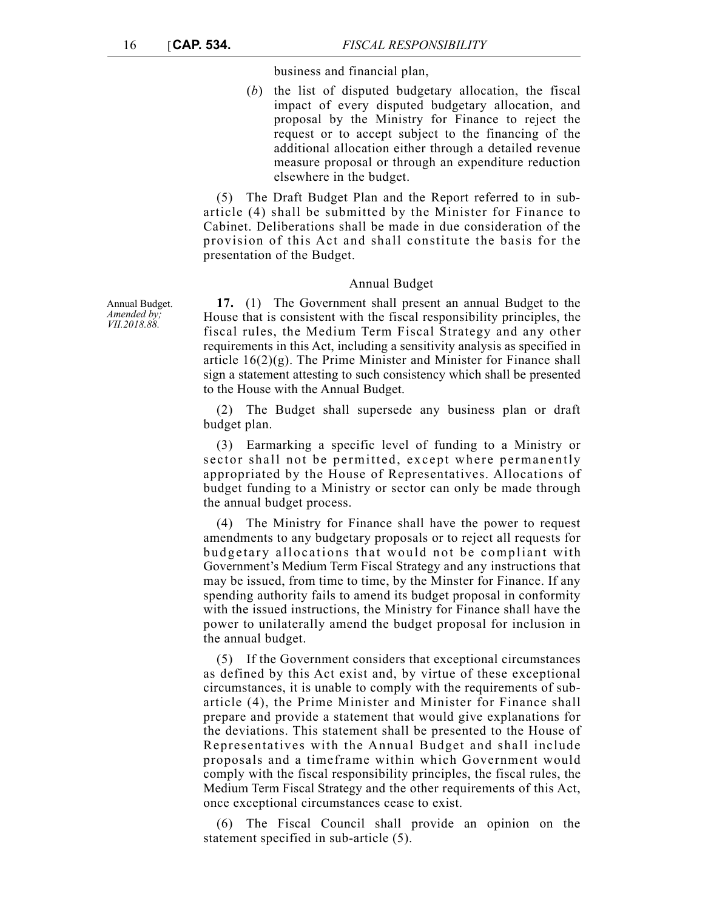business and financial plan,

(*b*) the list of disputed budgetary allocation, the fiscal impact of every disputed budgetary allocation, and proposal by the Ministry for Finance to reject the request or to accept subject to the financing of the additional allocation either through a detailed revenue measure proposal or through an expenditure reduction elsewhere in the budget.

(5) The Draft Budget Plan and the Report referred to in sub-article (4) shall be submitted by the Minister for Finance to Cabinet. Deliberations shall be made in due consideration of the provision of this Act and shall constitute the basis for the presentation of the Budget.

### Annual Budget

Annual Budget. *Amended by; VII.2018.88.*

**17.** (1) The Government shall present an annual Budget to the House that is consistent with the fiscal responsibility principles, the fiscal rules, the Medium Term Fiscal Strategy and any other requirements in this Act, including a sensitivity analysis as specified in article 16(2)(g). The Prime Minister and Minister for Finance shall sign a statement attesting to such consistency which shall be presented to the House with the Annual Budget.

(2) The Budget shall supersede any business plan or draft budget plan.

(3) Earmarking a specific level of funding to a Ministry or sector shall not be permitted, except where permanently appropriated by the House of Representatives. Allocations of budget funding to a Ministry or sector can only be made through the annual budget process.

(4) The Ministry for Finance shall have the power to request amendments to any budgetary proposals or to reject all requests for budgetary allocations that would not be compliant with Government's Medium Term Fiscal Strategy and any instructions that may be issued, from time to time, by the Minster for Finance. If any spending authority fails to amend its budget proposal in conformity with the issued instructions, the Ministry for Finance shall have the power to unilaterally amend the budget proposal for inclusion in the annual budget.

(5) If the Government considers that exceptional circumstances as defined by this Act exist and, by virtue of these exceptional circumstances, it is unable to comply with the requirements of sub-article (4), the Prime Minister and Minister for Finance shall prepare and provide a statement that would give explanations for the deviations. This statement shall be presented to the House of Representatives with the Annual Budget and shall include proposals and a timeframe within which Government would comply with the fiscal responsibility principles, the fiscal rules, the Medium Term Fiscal Strategy and the other requirements of this Act, once exceptional circumstances cease to exist.

(6) The Fiscal Council shall provide an opinion on the statement specified in sub-article (5).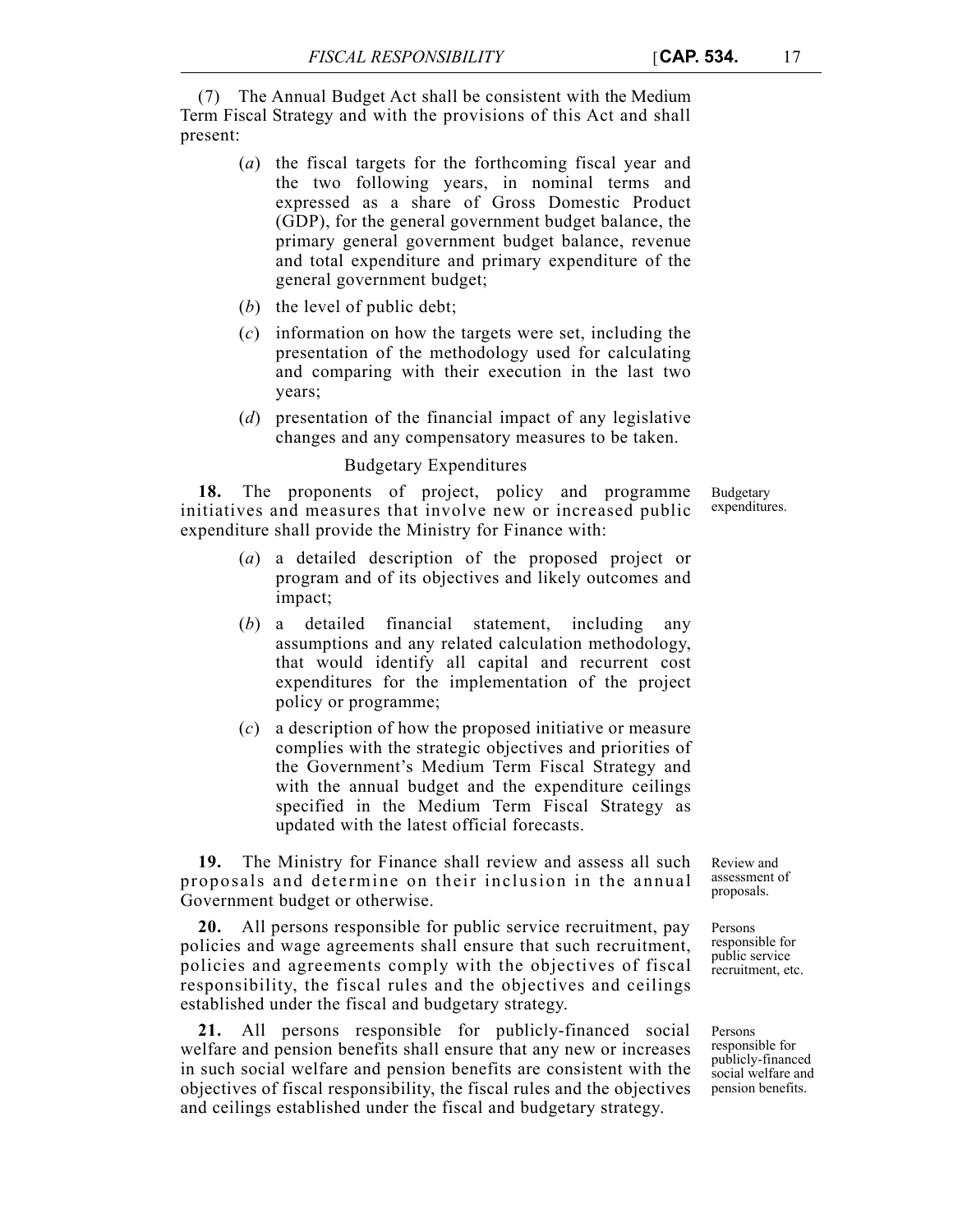(7) The Annual Budget Act shall be consistent with the Medium Term Fiscal Strategy and with the provisions of this Act and shall present:

(*a*) the fiscal targets for the forthcoming fiscal year and the two following years, in nominal terms and expressed as a share of Gross Domestic Product (GDP), for the general government budget balance, the primary general government budget balance, revenue and total expenditure and primary expenditure of the general government budget;

(*b*) the level of public debt;

(*c*) information on how the targets were set, including the presentation of the methodology used for calculating and comparing with their execution in the last two years;

(*d*) presentation of the financial impact of any legislative changes and any compensatory measures to be taken.

Budgetary Expenditures

Budgetary expenditures.

**18.** The proponents of project, policy and programme initiatives and measures that involve new or increased public expenditure shall provide the Ministry for Finance with:

(*a*) a detailed description of the proposed project or program and of its objectives and likely outcomes and impact;

(*b*) a detailed financial statement, including any assumptions and any related calculation methodology, that would identify all capital and recurrent cost expenditures for the implementation of the project policy or programme;

(*c*) a description of how the proposed initiative or measure complies with the strategic objectives and priorities of the Government's Medium Term Fiscal Strategy and with the annual budget and the expenditure ceilings specified in the Medium Term Fiscal Strategy as updated with the latest official forecasts.

Review and assessment of proposals.

**19.** The Ministry for Finance shall review and assess all such proposals and determine on their inclusion in the annual Government budget or otherwise.

Persons responsible for public service recruitment, etc.

**20.** All persons responsible for public service recruitment, pay policies and wage agreements shall ensure that such recruitment, policies and agreements comply with the objectives of fiscal responsibility, the fiscal rules and the objectives and ceilings established under the fiscal and budgetary strategy.

Persons responsible for publicly-financed social welfare and pension benefits.

**21.** All persons responsible for publicly-financed social welfare and pension benefits shall ensure that any new or increases in such social welfare and pension benefits are consistent with the objectives of fiscal responsibility, the fiscal rules and the objectives and ceilings established under the fiscal and budgetary strategy.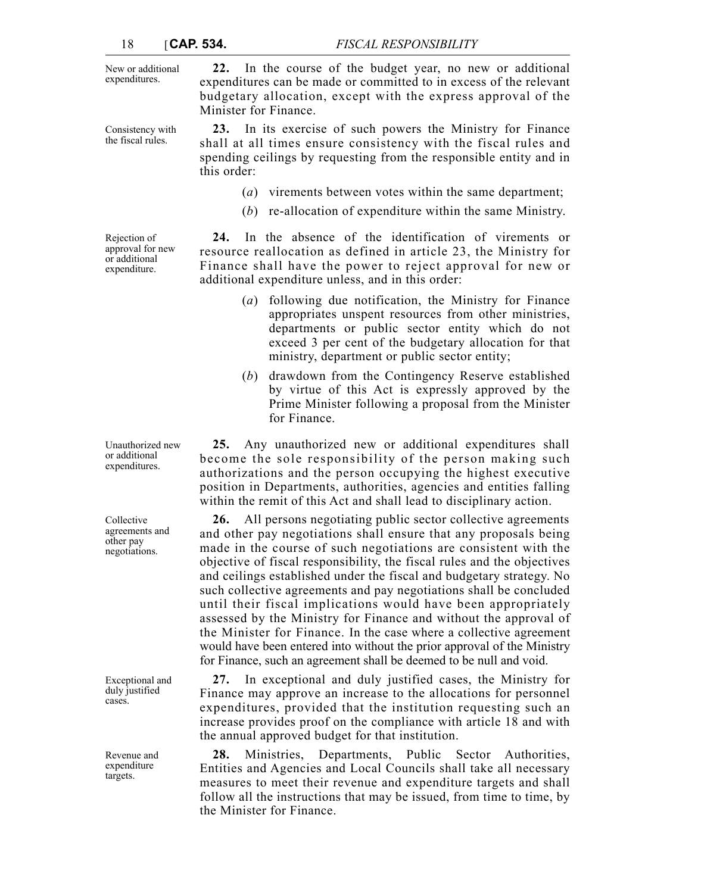New or additional expenditures.

**22.** In the course of the budget year, no new or additional expenditures can be made or committed to in excess of the relevant budgetary allocation, except with the express approval of the Minister for Finance.

Consistency with the fiscal rules.

**23.** In its exercise of such powers the Ministry for Finance shall at all times ensure consistency with the fiscal rules and spending ceilings by requesting from the responsible entity and in this order:

(*a*) virements between votes within the same department;

(*b*) re-allocation of expenditure within the same Ministry.

Rejection of approval for new or additional expenditure.

**24.** In the absence of the identification of virements or resource reallocation as defined in article 23, the Ministry for Finance shall have the power to reject approval for new or additional expenditure unless, and in this order:

(*a*) following due notification, the Ministry for Finance appropriates unspent resources from other ministries, departments or public sector entity which do not exceed 3 per cent of the budgetary allocation for that ministry, department or public sector entity;

(*b*) drawdown from the Contingency Reserve established by virtue of this Act is expressly approved by the Prime Minister following a proposal from the Minister for Finance.

Unauthorized new or additional expenditures.

**25.** Any unauthorized new or additional expenditures shall become the sole responsibility of the person making such authorizations and the person occupying the highest executive position in Departments, authorities, agencies and entities falling within the remit of this Act and shall lead to disciplinary action.

Collective agreements and other pay negotiations.

**26.** All persons negotiating public sector collective agreements and other pay negotiations shall ensure that any proposals being made in the course of such negotiations are consistent with the objective of fiscal responsibility, the fiscal rules and the objectives and ceilings established under the fiscal and budgetary strategy. No such collective agreements and pay negotiations shall be concluded until their fiscal implications would have been appropriately assessed by the Ministry for Finance and without the approval of the Minister for Finance. In the case where a collective agreement would have been entered into without the prior approval of the Ministry for Finance, such an agreement shall be deemed to be null and void.

Exceptional and duly justified cases.

**27.** In exceptional and duly justified cases, the Ministry for Finance may approve an increase to the allocations for personnel expenditures, provided that the institution requesting such an increase provides proof on the compliance with article 18 and with the annual approved budget for that institution.

Revenue and expenditure targets.

**28.** Ministries, Departments, Public Sector Authorities, Entities and Agencies and Local Councils shall take all necessary measures to meet their revenue and expenditure targets and shall follow all the instructions that may be issued, from time to time, by the Minister for Finance.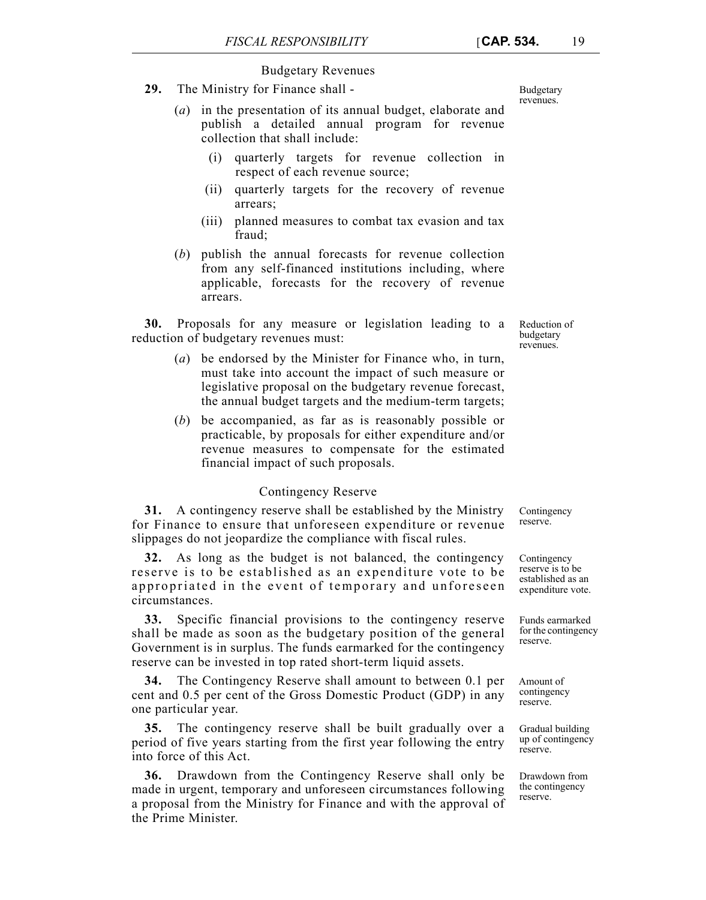### Budgetary Revenues

**29.** The Ministry for Finance shall -

*Budgetary revenues.*

(*a*) in the presentation of its annual budget, elaborate and publish a detailed annual program for revenue collection that shall include:

(i) quarterly targets for revenue collection in respect of each revenue source;

(ii) quarterly targets for the recovery of revenue arrears;

(iii) planned measures to combat tax evasion and tax fraud;

(*b*) publish the annual forecasts for revenue collection from any self-financed institutions including, where applicable, forecasts for the recovery of revenue arrears.

*Reduction of budgetary revenues.*

**30.** Proposals for any measure or legislation leading to a reduction of budgetary revenues must:

(*a*) be endorsed by the Minister for Finance who, in turn, must take into account the impact of such measure or legislative proposal on the budgetary revenue forecast, the annual budget targets and the medium-term targets;

(*b*) be accompanied, as far as is reasonably possible or practicable, by proposals for either expenditure and/or revenue measures to compensate for the estimated financial impact of such proposals.

### Contingency Reserve

*Contingency reserve.*

**31.** A contingency reserve shall be established by the Ministry for Finance to ensure that unforeseen expenditure or revenue slippages do not jeopardize the compliance with fiscal rules.

*Contingency reserve is to be established as an expenditure vote.*

**32.** As long as the budget is not balanced, the contingency reserve is to be established as an expenditure vote to be appropriated in the event of temporary and unforeseen circumstances.

*Funds earmarked for the contingency reserve.*

**33.** Specific financial provisions to the contingency reserve shall be made as soon as the budgetary position of the general Government is in surplus. The funds earmarked for the contingency reserve can be invested in top rated short-term liquid assets.

*Amount of contingency reserve.*

**34.** The Contingency Reserve shall amount to between 0.1 per cent and 0.5 per cent of the Gross Domestic Product (GDP) in any one particular year.

*Gradual building up of contingency reserve.*

**35.** The contingency reserve shall be built gradually over a period of five years starting from the first year following the entry into force of this Act.

*Drawdown from the contingency reserve.*

**36.** Drawdown from the Contingency Reserve shall only be made in urgent, temporary and unforeseen circumstances following a proposal from the Ministry for Finance and with the approval of the Prime Minister.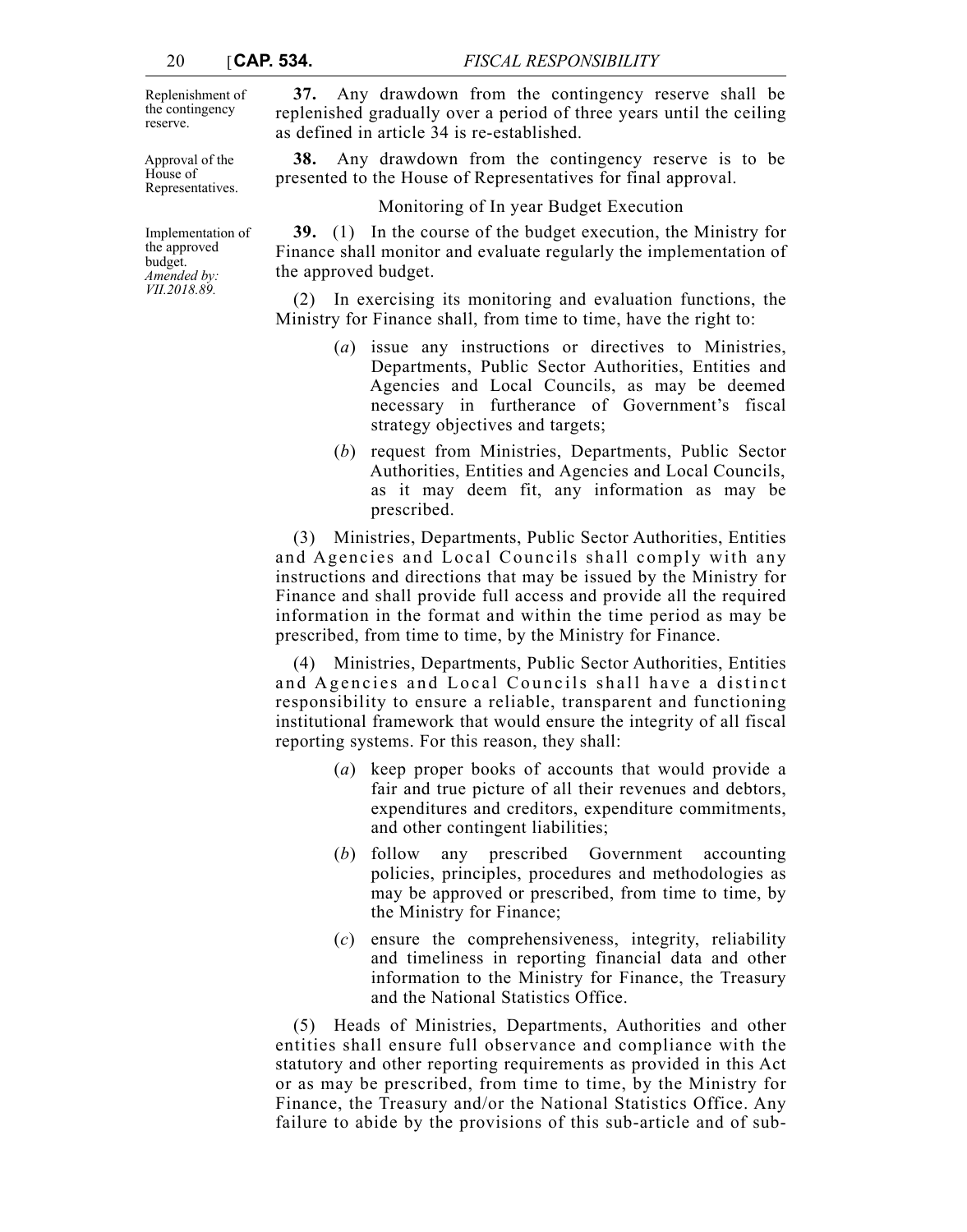Replenishment of the contingency reserve.

**37.** Any drawdown from the contingency reserve shall be replenished gradually over a period of three years until the ceiling as defined in article 34 is re-established.

Approval of the House of Representatives.

**38.** Any drawdown from the contingency reserve is to be presented to the House of Representatives for final approval.

Monitoring of In year Budget Execution

Implementation of the approved budget. *Amended by: VII.2018.89.*

**39.** (1) In the course of the budget execution, the Ministry for Finance shall monitor and evaluate regularly the implementation of the approved budget.

(2) In exercising its monitoring and evaluation functions, the Ministry for Finance shall, from time to time, have the right to:

(*a*) issue any instructions or directives to Ministries, Departments, Public Sector Authorities, Entities and Agencies and Local Councils, as may be deemed necessary in furtherance of Government's fiscal strategy objectives and targets;

(*b*) request from Ministries, Departments, Public Sector Authorities, Entities and Agencies and Local Councils, as it may deem fit, any information as may be prescribed.

(3) Ministries, Departments, Public Sector Authorities, Entities and Agencies and Local Councils shall comply with any instructions and directions that may be issued by the Ministry for Finance and shall provide full access and provide all the required information in the format and within the time period as may be prescribed, from time to time, by the Ministry for Finance.

(4) Ministries, Departments, Public Sector Authorities, Entities and Agencies and Local Councils shall have a distinct responsibility to ensure a reliable, transparent and functioning institutional framework that would ensure the integrity of all fiscal reporting systems. For this reason, they shall:

(*a*) keep proper books of accounts that would provide a fair and true picture of all their revenues and debtors, expenditures and creditors, expenditure commitments, and other contingent liabilities;

(*b*) follow any prescribed Government accounting policies, principles, procedures and methodologies as may be approved or prescribed, from time to time, by the Ministry for Finance;

(*c*) ensure the comprehensiveness, integrity, reliability and timeliness in reporting financial data and other information to the Ministry for Finance, the Treasury and the National Statistics Office.

(5) Heads of Ministries, Departments, Authorities and other entities shall ensure full observance and compliance with the statutory and other reporting requirements as provided in this Act or as may be prescribed, from time to time, by the Ministry for Finance, the Treasury and/or the National Statistics Office. Any failure to abide by the provisions of this sub-article and of sub-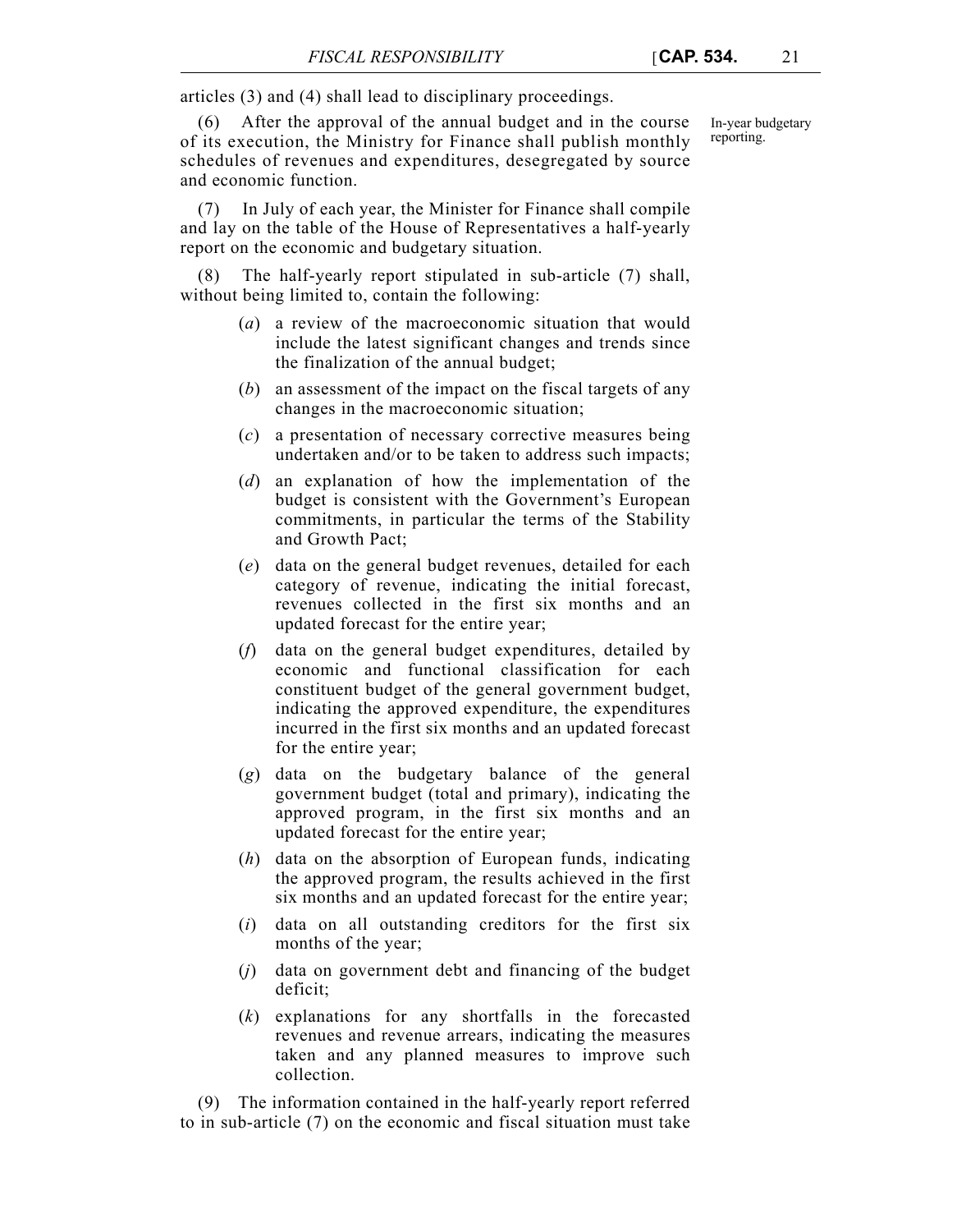articles (3) and (4) shall lead to disciplinary proceedings.

In-year budgetary reporting.

(6) After the approval of the annual budget and in the course of its execution, the Ministry for Finance shall publish monthly schedules of revenues and expenditures, desegregated by source and economic function.

(7) In July of each year, the Minister for Finance shall compile and lay on the table of the House of Representatives a half-yearly report on the economic and budgetary situation.

(8) The half-yearly report stipulated in sub-article (7) shall, without being limited to, contain the following:

(*a*) a review of the macroeconomic situation that would include the latest significant changes and trends since the finalization of the annual budget;

(*b*) an assessment of the impact on the fiscal targets of any changes in the macroeconomic situation;

(*c*) a presentation of necessary corrective measures being undertaken and/or to be taken to address such impacts;

(*d*) an explanation of how the implementation of the budget is consistent with the Government's European commitments, in particular the terms of the Stability and Growth Pact;

(*e*) data on the general budget revenues, detailed for each category of revenue, indicating the initial forecast, revenues collected in the first six months and an updated forecast for the entire year;

(*f*) data on the general budget expenditures, detailed by economic and functional classification for each constituent budget of the general government budget, indicating the approved expenditure, the expenditures incurred in the first six months and an updated forecast for the entire year;

(*g*) data on the budgetary balance of the general government budget (total and primary), indicating the approved program, in the first six months and an updated forecast for the entire year;

(*h*) data on the absorption of European funds, indicating the approved program, the results achieved in the first six months and an updated forecast for the entire year;

(*i*) data on all outstanding creditors for the first six months of the year;

(*j*) data on government debt and financing of the budget deficit;

(*k*) explanations for any shortfalls in the forecasted revenues and revenue arrears, indicating the measures taken and any planned measures to improve such collection.

(9) The information contained in the half-yearly report referred to in sub-article (7) on the economic and fiscal situation must take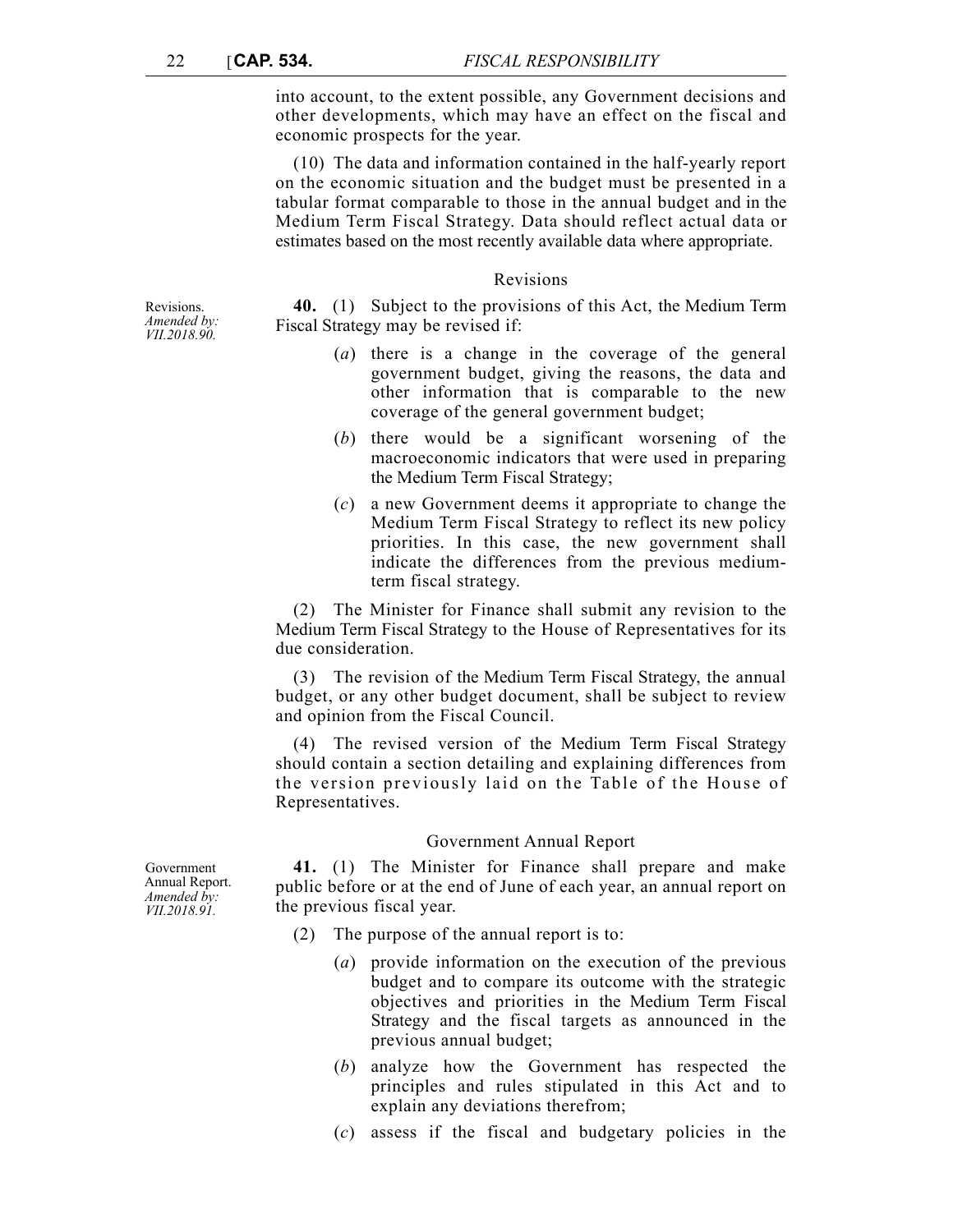into account, to the extent possible, any Government decisions and other developments, which may have an effect on the fiscal and economic prospects for the year.

(10) The data and information contained in the half-yearly report on the economic situation and the budget must be presented in a tabular format comparable to those in the annual budget and in the Medium Term Fiscal Strategy. Data should reflect actual data or estimates based on the most recently available data where appropriate.

### Revisions

Revisions.
*Amended by: VII.2018.90.*

**40.** (1) Subject to the provisions of this Act, the Medium Term Fiscal Strategy may be revised if:

(*a*) there is a change in the coverage of the general government budget, giving the reasons, the data and other information that is comparable to the new coverage of the general government budget;

(*b*) there would be a significant worsening of the macroeconomic indicators that were used in preparing the Medium Term Fiscal Strategy;

(*c*) a new Government deems it appropriate to change the Medium Term Fiscal Strategy to reflect its new policy priorities. In this case, the new government shall indicate the differences from the previous medium-term fiscal strategy.

(2) The Minister for Finance shall submit any revision to the Medium Term Fiscal Strategy to the House of Representatives for its due consideration.

(3) The revision of the Medium Term Fiscal Strategy, the annual budget, or any other budget document, shall be subject to review and opinion from the Fiscal Council.

(4) The revised version of the Medium Term Fiscal Strategy should contain a section detailing and explaining differences from the version previously laid on the Table of the House of Representatives.

### Government Annual Report

Government Annual Report.
*Amended by: VII.2018.91.*

**41.** (1) The Minister for Finance shall prepare and make public before or at the end of June of each year, an annual report on the previous fiscal year.

(2) The purpose of the annual report is to:

(*a*) provide information on the execution of the previous budget and to compare its outcome with the strategic objectives and priorities in the Medium Term Fiscal Strategy and the fiscal targets as announced in the previous annual budget;

(*b*) analyze how the Government has respected the principles and rules stipulated in this Act and to explain any deviations therefrom;

(*c*) assess if the fiscal and budgetary policies in the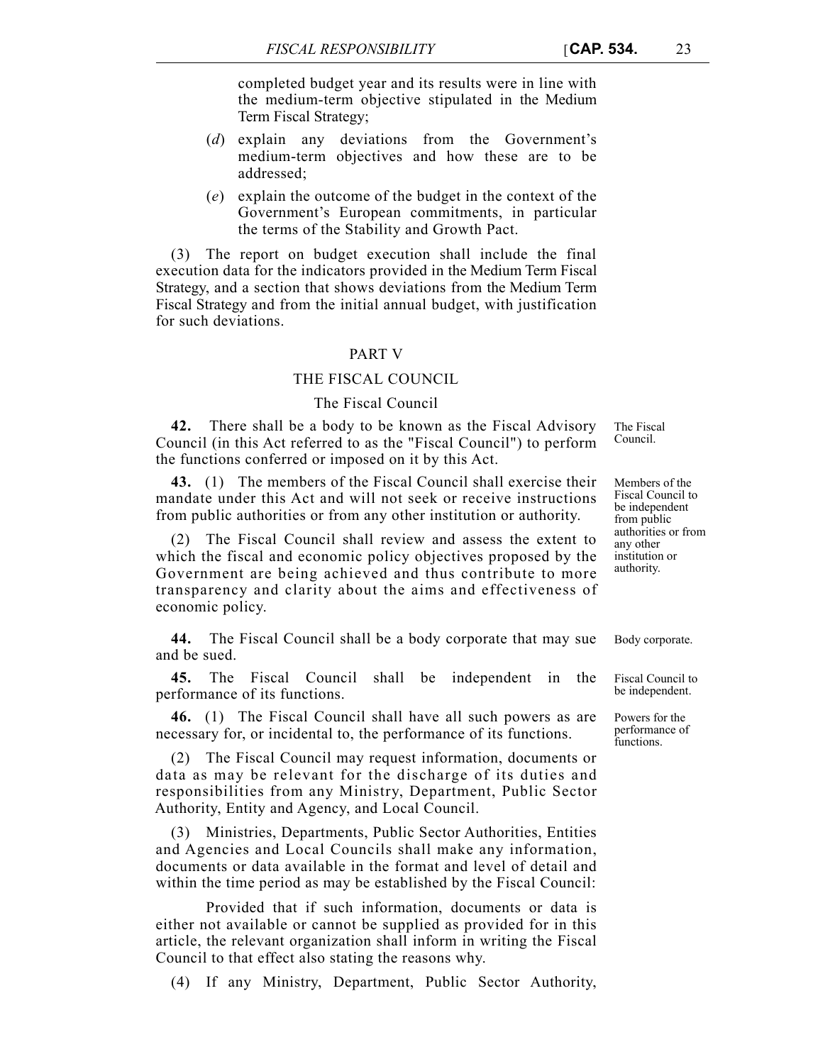completed budget year and its results were in line with the medium-term objective stipulated in the Medium Term Fiscal Strategy;

(*d*) explain any deviations from the Government's medium-term objectives and how these are to be addressed;

(*e*) explain the outcome of the budget in the context of the Government's European commitments, in particular the terms of the Stability and Growth Pact.

(3) The report on budget execution shall include the final execution data for the indicators provided in the Medium Term Fiscal Strategy, and a section that shows deviations from the Medium Term Fiscal Strategy and from the initial annual budget, with justification for such deviations.

## PART V

## THE FISCAL COUNCIL

### The Fiscal Council

*The Fiscal Council.*

**42.** There shall be a body to be known as the Fiscal Advisory Council (in this Act referred to as the "Fiscal Council") to perform the functions conferred or imposed on it by this Act.

*Members of the Fiscal Council to be independent from public authorities or from any other institution or authority.*

**43.** (1) The members of the Fiscal Council shall exercise their mandate under this Act and will not seek or receive instructions from public authorities or from any other institution or authority.

(2) The Fiscal Council shall review and assess the extent to which the fiscal and economic policy objectives proposed by the Government are being achieved and thus contribute to more transparency and clarity about the aims and effectiveness of economic policy.

*Body corporate.*

**44.** The Fiscal Council shall be a body corporate that may sue and be sued.

*Fiscal Council to be independent.*

**45.** The Fiscal Council shall be independent in the performance of its functions.

*Powers for the performance of functions.*

**46.** (1) The Fiscal Council shall have all such powers as are necessary for, or incidental to, the performance of its functions.

(2) The Fiscal Council may request information, documents or data as may be relevant for the discharge of its duties and responsibilities from any Ministry, Department, Public Sector Authority, Entity and Agency, and Local Council.

(3) Ministries, Departments, Public Sector Authorities, Entities and Agencies and Local Councils shall make any information, documents or data available in the format and level of detail and within the time period as may be established by the Fiscal Council:

Provided that if such information, documents or data is either not available or cannot be supplied as provided for in this article, the relevant organization shall inform in writing the Fiscal Council to that effect also stating the reasons why.

(4) If any Ministry, Department, Public Sector Authority,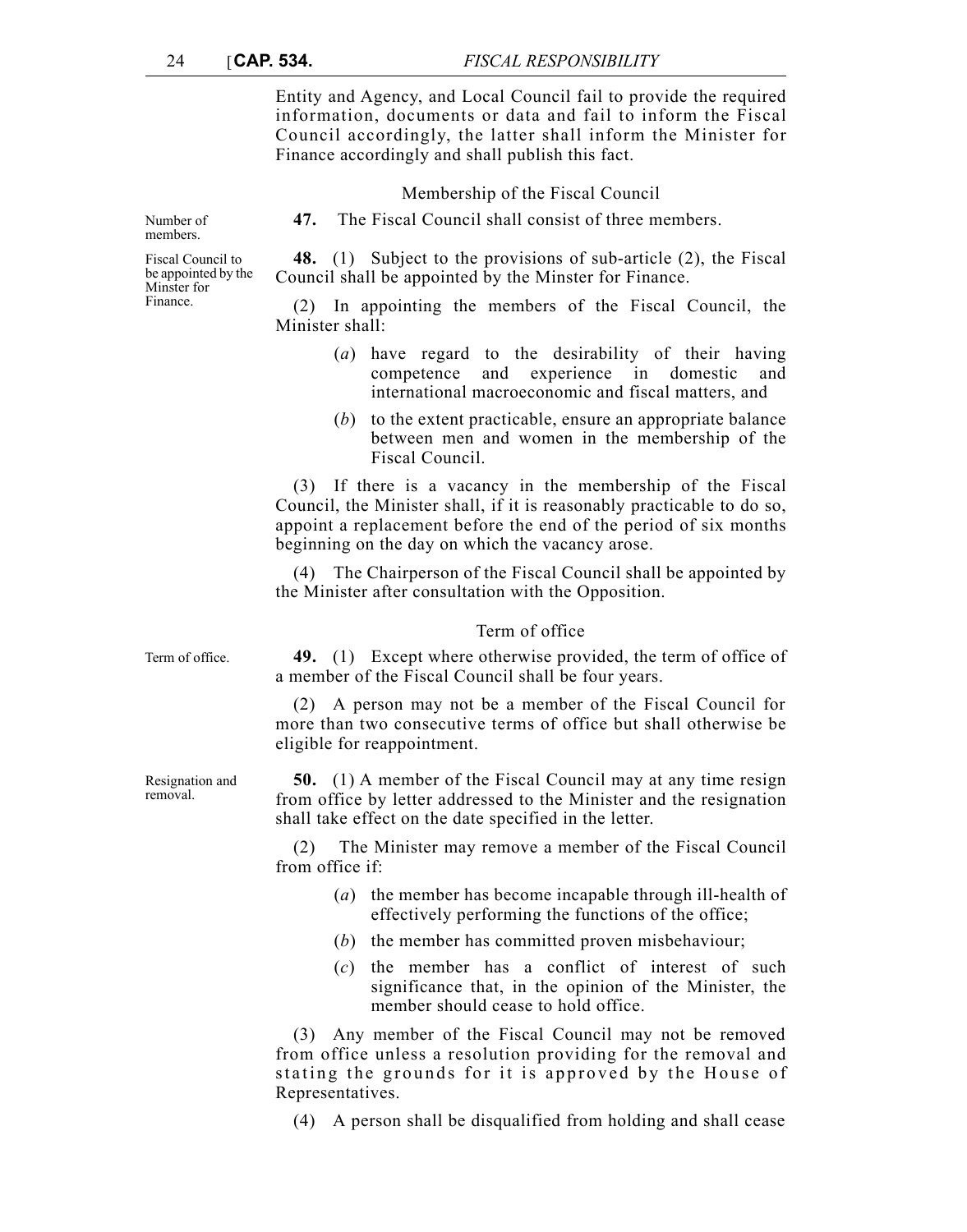Entity and Agency, and Local Council fail to provide the required information, documents or data and fail to inform the Fiscal Council accordingly, the latter shall inform the Minister for Finance accordingly and shall publish this fact.

Membership of the Fiscal Council

Number of members.

**47.** The Fiscal Council shall consist of three members.

Fiscal Council to be appointed by the Minster for Finance.

**48.** (1) Subject to the provisions of sub-article (2), the Fiscal Council shall be appointed by the Minster for Finance.

(2) In appointing the members of the Fiscal Council, the Minister shall:

(*a*) have regard to the desirability of their having competence and experience in domestic and international macroeconomic and fiscal matters, and

(*b*) to the extent practicable, ensure an appropriate balance between men and women in the membership of the Fiscal Council.

(3) If there is a vacancy in the membership of the Fiscal Council, the Minister shall, if it is reasonably practicable to do so, appoint a replacement before the end of the period of six months beginning on the day on which the vacancy arose.

(4) The Chairperson of the Fiscal Council shall be appointed by the Minister after consultation with the Opposition.

Term of office

Term of office.

**49.** (1) Except where otherwise provided, the term of office of a member of the Fiscal Council shall be four years.

(2) A person may not be a member of the Fiscal Council for more than two consecutive terms of office but shall otherwise be eligible for reappointment.

Resignation and removal.

**50.** (1) A member of the Fiscal Council may at any time resign from office by letter addressed to the Minister and the resignation shall take effect on the date specified in the letter.

(2) The Minister may remove a member of the Fiscal Council from office if:

(*a*) the member has become incapable through ill-health of effectively performing the functions of the office;

(*b*) the member has committed proven misbehaviour;

(*c*) the member has a conflict of interest of such significance that, in the opinion of the Minister, the member should cease to hold office.

(3) Any member of the Fiscal Council may not be removed from office unless a resolution providing for the removal and stating the grounds for it is approved by the House of Representatives.

(4) A person shall be disqualified from holding and shall cease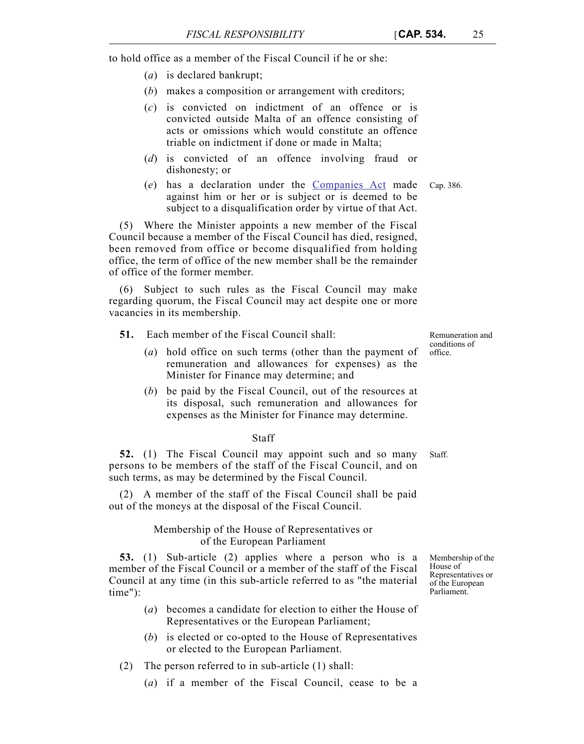to hold office as a member of the Fiscal Council if he or she:

(*a*) is declared bankrupt;

(*b*) makes a composition or arrangement with creditors;

(*c*) is convicted on indictment of an offence or is convicted outside Malta of an offence consisting of acts or omissions which would constitute an offence triable on indictment if done or made in Malta;

(*d*) is convicted of an offence involving fraud or dishonesty; or

(*e*) has a declaration under the Companies Act made against him or her or is subject or is deemed to be subject to a disqualification order by virtue of that Act.

Cap. 386.

(5) Where the Minister appoints a new member of the Fiscal Council because a member of the Fiscal Council has died, resigned, been removed from office or become disqualified from holding office, the term of office of the new member shall be the remainder of office of the former member.

(6) Subject to such rules as the Fiscal Council may make regarding quorum, the Fiscal Council may act despite one or more vacancies in its membership.

Remuneration and conditions of office.

**51.** Each member of the Fiscal Council shall:

(*a*) hold office on such terms (other than the payment of remuneration and allowances for expenses) as the Minister for Finance may determine; and

(*b*) be paid by the Fiscal Council, out of the resources at its disposal, such remuneration and allowances for expenses as the Minister for Finance may determine.

### Staff

Staff.

**52.** (1) The Fiscal Council may appoint such and so many persons to be members of the staff of the Fiscal Council, and on such terms, as may be determined by the Fiscal Council.

(2) A member of the staff of the Fiscal Council shall be paid out of the moneys at the disposal of the Fiscal Council.

### Membership of the House of Representatives or of the European Parliament

Membership of the House of Representatives or of the European Parliament.

**53.** (1) Sub-article (2) applies where a person who is a member of the Fiscal Council or a member of the staff of the Fiscal Council at any time (in this sub-article referred to as "the material time"):

(*a*) becomes a candidate for election to either the House of Representatives or the European Parliament;

(*b*) is elected or co-opted to the House of Representatives or elected to the European Parliament.

(2) The person referred to in sub-article (1) shall:

(*a*) if a member of the Fiscal Council, cease to be a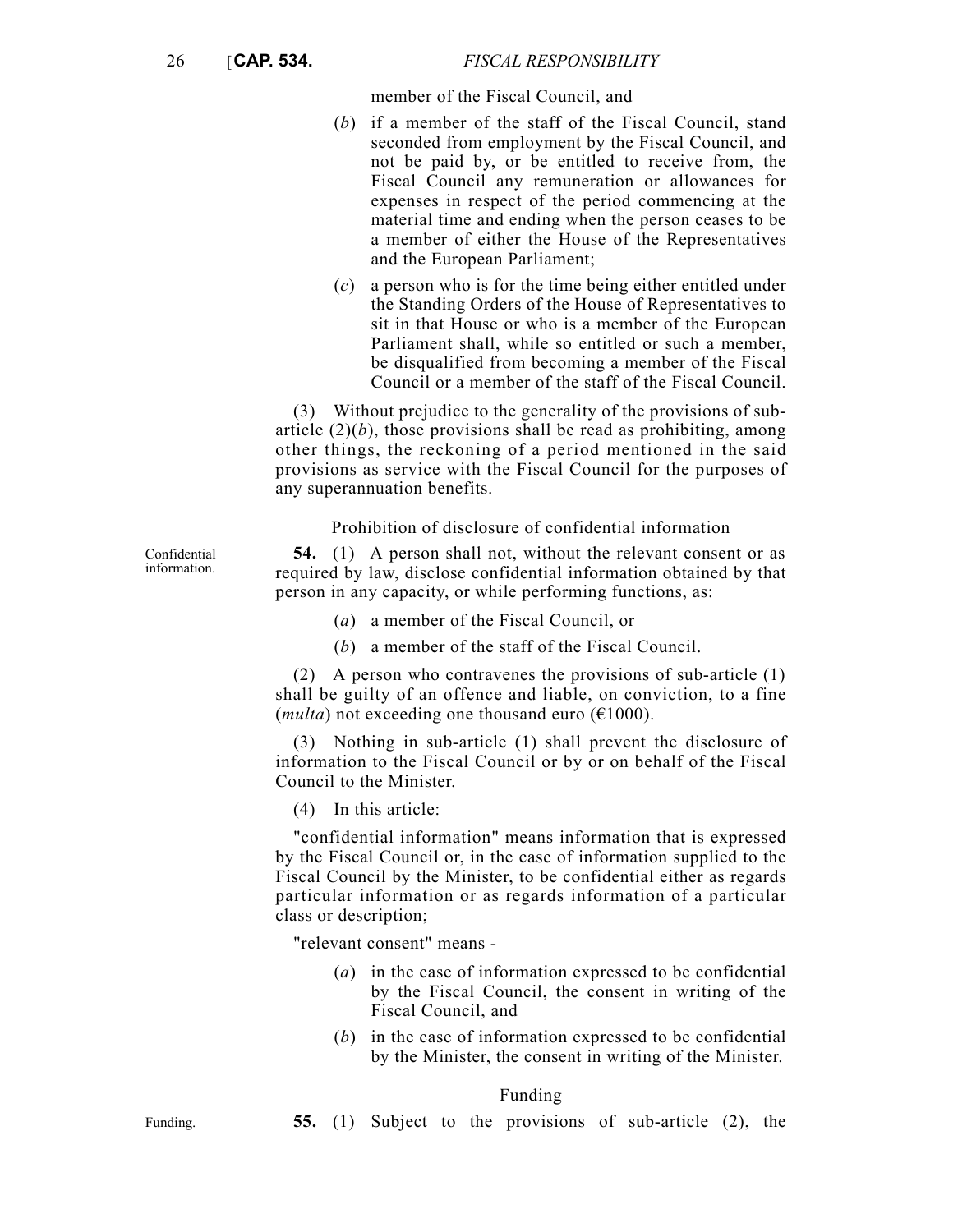member of the Fiscal Council, and

(*b*) if a member of the staff of the Fiscal Council, stand seconded from employment by the Fiscal Council, and not be paid by, or be entitled to receive from, the Fiscal Council any remuneration or allowances for expenses in respect of the period commencing at the material time and ending when the person ceases to be a member of either the House of the Representatives and the European Parliament;

(*c*) a person who is for the time being either entitled under the Standing Orders of the House of Representatives to sit in that House or who is a member of the European Parliament shall, while so entitled or such a member, be disqualified from becoming a member of the Fiscal Council or a member of the staff of the Fiscal Council.

(3) Without prejudice to the generality of the provisions of sub-article (2)(*b*), those provisions shall be read as prohibiting, among other things, the reckoning of a period mentioned in the said provisions as service with the Fiscal Council for the purposes of any superannuation benefits.

Prohibition of disclosure of confidential information

Confidential information.

**54.** (1) A person shall not, without the relevant consent or as required by law, disclose confidential information obtained by that person in any capacity, or while performing functions, as:

(*a*) a member of the Fiscal Council, or

(*b*) a member of the staff of the Fiscal Council.

(2) A person who contravenes the provisions of sub-article (1) shall be guilty of an offence and liable, on conviction, to a fine (*multa*) not exceeding one thousand euro (€1000).

(3) Nothing in sub-article (1) shall prevent the disclosure of information to the Fiscal Council or by or on behalf of the Fiscal Council to the Minister.

(4) In this article:

"confidential information" means information that is expressed by the Fiscal Council or, in the case of information supplied to the Fiscal Council by the Minister, to be confidential either as regards particular information or as regards information of a particular class or description;

"relevant consent" means -

(*a*) in the case of information expressed to be confidential by the Fiscal Council, the consent in writing of the Fiscal Council, and

(*b*) in the case of information expressed to be confidential by the Minister, the consent in writing of the Minister.

Funding

Funding.

**55.** (1) Subject to the provisions of sub-article (2), the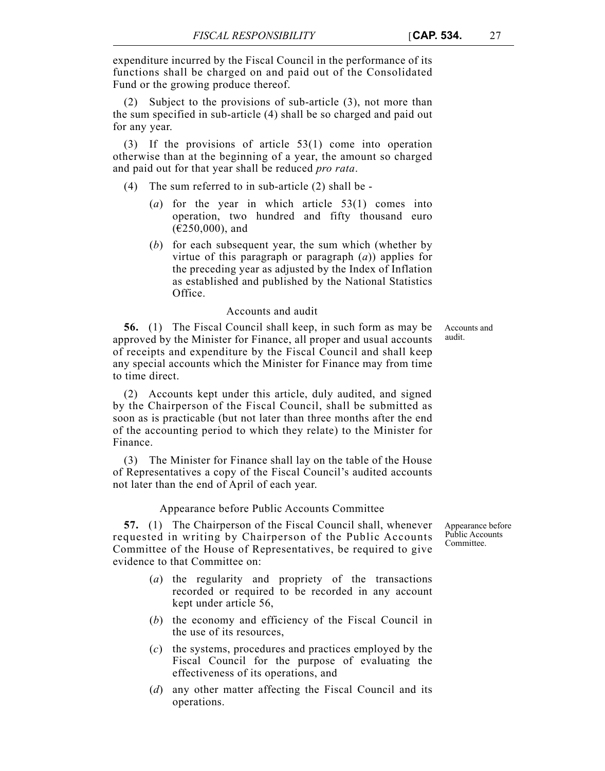expenditure incurred by the Fiscal Council in the performance of its functions shall be charged on and paid out of the Consolidated Fund or the growing produce thereof.

(2) Subject to the provisions of sub-article (3), not more than the sum specified in sub-article (4) shall be so charged and paid out for any year.

(3) If the provisions of article 53(1) come into operation otherwise than at the beginning of a year, the amount so charged and paid out for that year shall be reduced *pro rata*.

(4) The sum referred to in sub-article (2) shall be -

(*a*) for the year in which article 53(1) comes into operation, two hundred and fifty thousand euro (€250,000), and

(*b*) for each subsequent year, the sum which (whether by virtue of this paragraph or paragraph (*a*)) applies for the preceding year as adjusted by the Index of Inflation as established and published by the National Statistics Office.

### Accounts and audit

Accounts and audit.

**56.** (1) The Fiscal Council shall keep, in such form as may be approved by the Minister for Finance, all proper and usual accounts of receipts and expenditure by the Fiscal Council and shall keep any special accounts which the Minister for Finance may from time to time direct.

(2) Accounts kept under this article, duly audited, and signed by the Chairperson of the Fiscal Council, shall be submitted as soon as is practicable (but not later than three months after the end of the accounting period to which they relate) to the Minister for Finance.

(3) The Minister for Finance shall lay on the table of the House of Representatives a copy of the Fiscal Council's audited accounts not later than the end of April of each year.

### Appearance before Public Accounts Committee

Appearance before Public Accounts Committee.

**57.** (1) The Chairperson of the Fiscal Council shall, whenever requested in writing by Chairperson of the Public Accounts Committee of the House of Representatives, be required to give evidence to that Committee on:

(*a*) the regularity and propriety of the transactions recorded or required to be recorded in any account kept under article 56,

(*b*) the economy and efficiency of the Fiscal Council in the use of its resources,

(*c*) the systems, procedures and practices employed by the Fiscal Council for the purpose of evaluating the effectiveness of its operations, and

(*d*) any other matter affecting the Fiscal Council and its operations.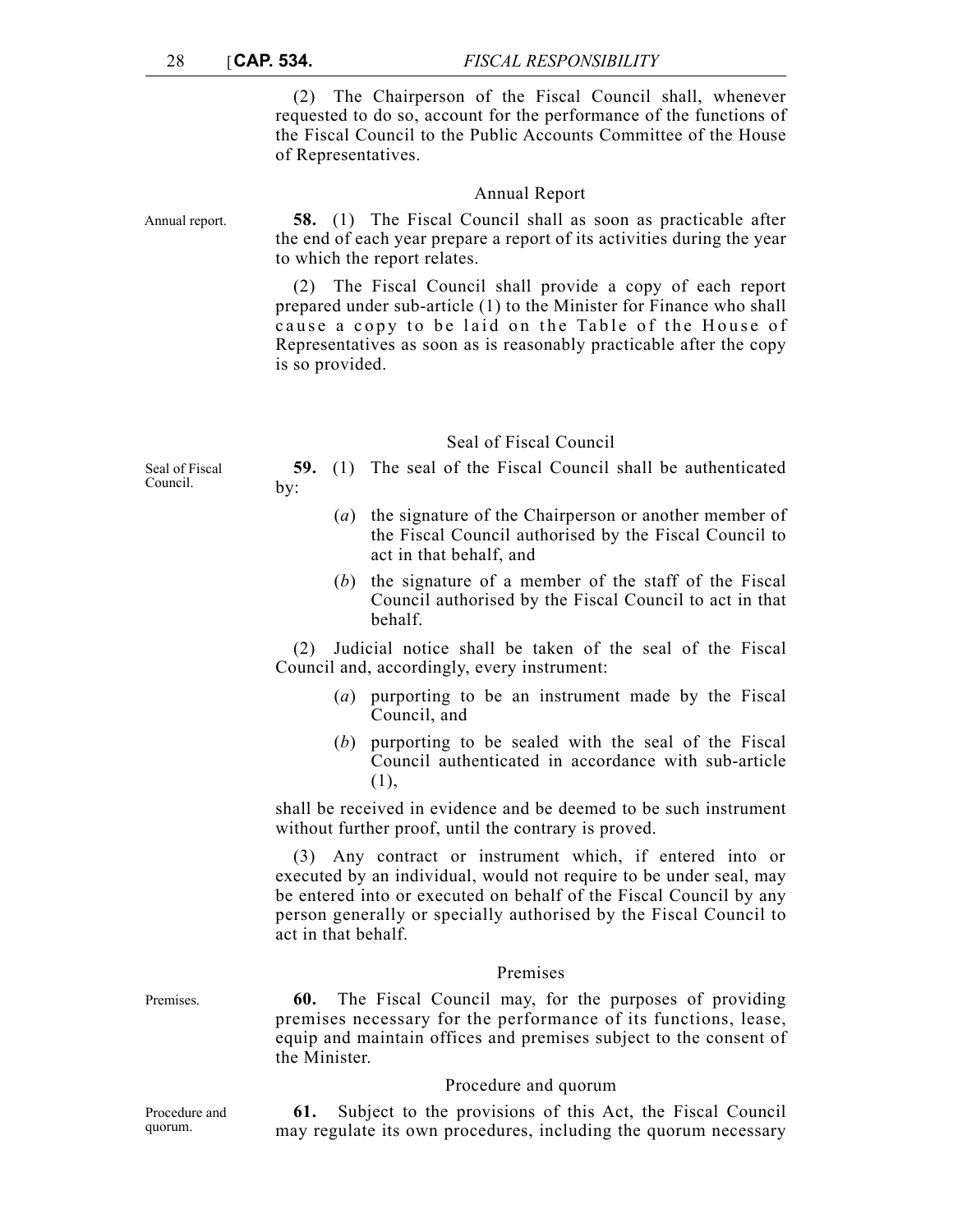(2) The Chairperson of the Fiscal Council shall, whenever requested to do so, account for the performance of the functions of the Fiscal Council to the Public Accounts Committee of the House of Representatives.

### Annual Report

Annual report.

**58.** (1) The Fiscal Council shall as soon as practicable after the end of each year prepare a report of its activities during the year to which the report relates.

(2) The Fiscal Council shall provide a copy of each report prepared under sub-article (1) to the Minister for Finance who shall cause a copy to be laid on the Table of the House of Representatives as soon as is reasonably practicable after the copy is so provided.

### Seal of Fiscal Council

Seal of Fiscal Council.

**59.** (1) The seal of the Fiscal Council shall be authenticated by:

- (*a*) the signature of the Chairperson or another member of the Fiscal Council authorised by the Fiscal Council to act in that behalf, and
- (*b*) the signature of a member of the staff of the Fiscal Council authorised by the Fiscal Council to act in that behalf.

(2) Judicial notice shall be taken of the seal of the Fiscal Council and, accordingly, every instrument:

- (*a*) purporting to be an instrument made by the Fiscal Council, and
- (*b*) purporting to be sealed with the seal of the Fiscal Council authenticated in accordance with sub-article (1),

shall be received in evidence and be deemed to be such instrument without further proof, until the contrary is proved.

(3) Any contract or instrument which, if entered into or executed by an individual, would not require to be under seal, may be entered into or executed on behalf of the Fiscal Council by any person generally or specially authorised by the Fiscal Council to act in that behalf.

### Premises

Premises.

**60.** The Fiscal Council may, for the purposes of providing premises necessary for the performance of its functions, lease, equip and maintain offices and premises subject to the consent of the Minister.

### Procedure and quorum

Procedure and quorum.

**61.** Subject to the provisions of this Act, the Fiscal Council may regulate its own procedures, including the quorum necessary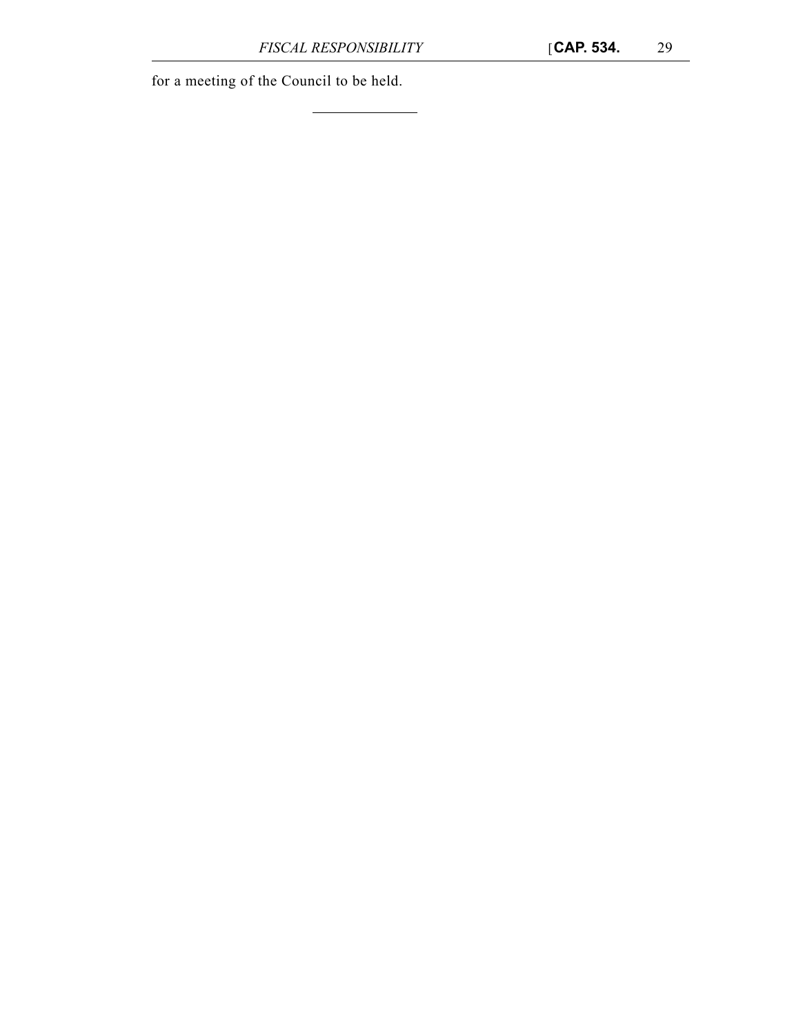for a meeting of the Council to be held.

---